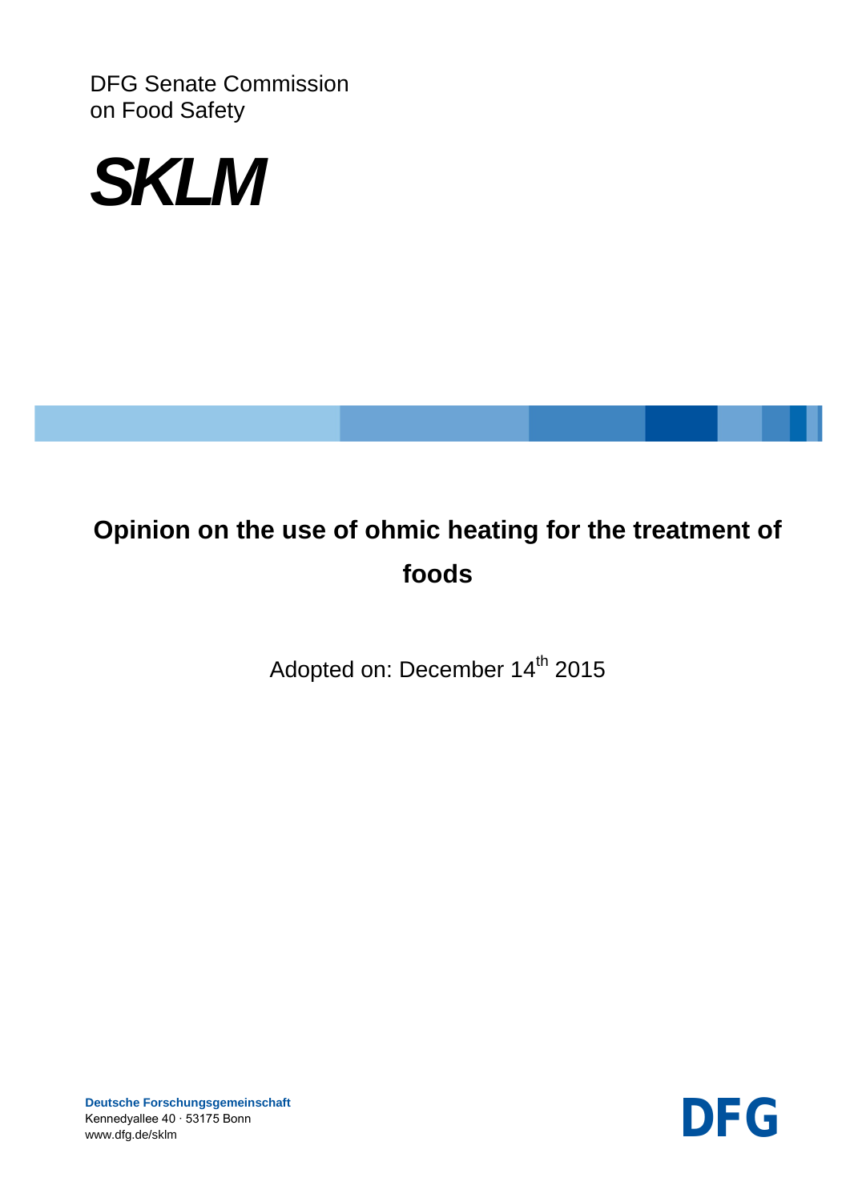DFG Senate Commission
on Food Safety

**SKLM**

# Opinion on the use of ohmic heating for the treatment of foods

Adopted on: December 14th 2015

**Deutsche Forschungsgemeinschaft**
Kennedyallee 40 · 53175 Bonn
www.dfg.de/sklm

DFG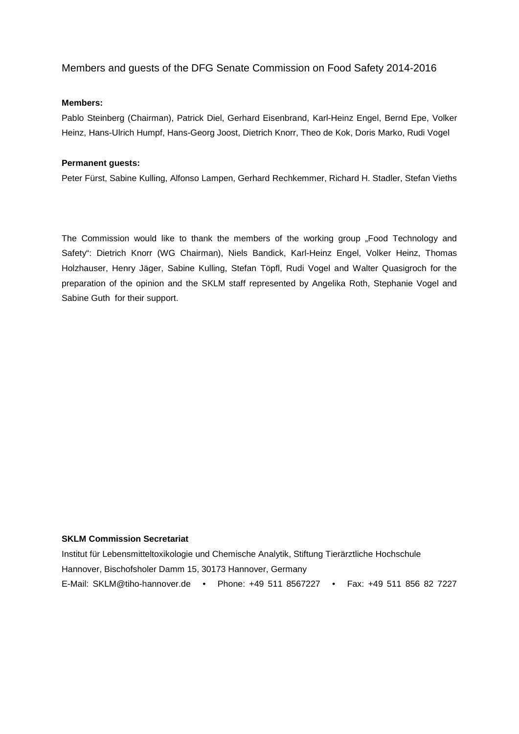Members and guests of the DFG Senate Commission on Food Safety 2014-2016

**Members:**

Pablo Steinberg (Chairman), Patrick Diel, Gerhard Eisenbrand, Karl-Heinz Engel, Bernd Epe, Volker Heinz, Hans-Ulrich Humpf, Hans-Georg Joost, Dietrich Knorr, Theo de Kok, Doris Marko, Rudi Vogel

**Permanent guests:**

Peter Fürst, Sabine Kulling, Alfonso Lampen, Gerhard Rechkemmer, Richard H. Stadler, Stefan Vieths

The Commission would like to thank the members of the working group „Food Technology and Safety": Dietrich Knorr (WG Chairman), Niels Bandick, Karl-Heinz Engel, Volker Heinz, Thomas Holzhauser, Henry Jäger, Sabine Kulling, Stefan Töpfl, Rudi Vogel and Walter Quasigroch for the preparation of the opinion and the SKLM staff represented by Angelika Roth, Stephanie Vogel and Sabine Guth for their support.

**SKLM Commission Secretariat**

Institut für Lebensmitteltoxikologie und Chemische Analytik, Stiftung Tierärztliche Hochschule Hannover, Bischofsholer Damm 15, 30173 Hannover, Germany

E-Mail: SKLM@tiho-hannover.de • Phone: +49 511 8567227 • Fax: +49 511 856 82 7227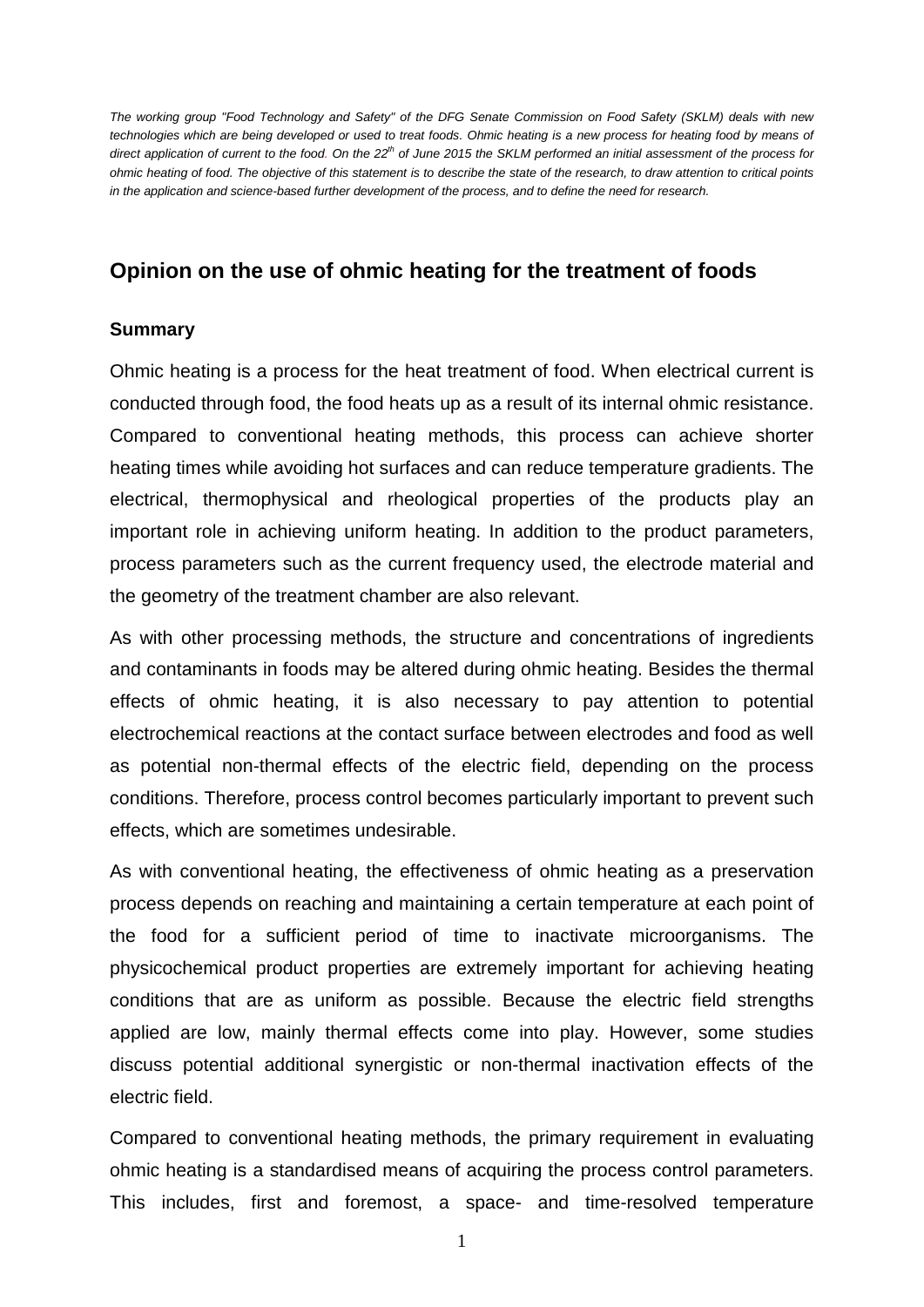*The working group "Food Technology and Safety" of the DFG Senate Commission on Food Safety (SKLM) deals with new technologies which are being developed or used to treat foods. Ohmic heating is a new process for heating food by means of direct application of current to the food. On the 22nd of June 2015 the SKLM performed an initial assessment of the process for ohmic heating of food. The objective of this statement is to describe the state of the research, to draw attention to critical points in the application and science-based further development of the process, and to define the need for research.*

## Opinion on the use of ohmic heating for the treatment of foods

### Summary

Ohmic heating is a process for the heat treatment of food. When electrical current is conducted through food, the food heats up as a result of its internal ohmic resistance. Compared to conventional heating methods, this process can achieve shorter heating times while avoiding hot surfaces and can reduce temperature gradients. The electrical, thermophysical and rheological properties of the products play an important role in achieving uniform heating. In addition to the product parameters, process parameters such as the current frequency used, the electrode material and the geometry of the treatment chamber are also relevant.

As with other processing methods, the structure and concentrations of ingredients and contaminants in foods may be altered during ohmic heating. Besides the thermal effects of ohmic heating, it is also necessary to pay attention to potential electrochemical reactions at the contact surface between electrodes and food as well as potential non-thermal effects of the electric field, depending on the process conditions. Therefore, process control becomes particularly important to prevent such effects, which are sometimes undesirable.

As with conventional heating, the effectiveness of ohmic heating as a preservation process depends on reaching and maintaining a certain temperature at each point of the food for a sufficient period of time to inactivate microorganisms. The physicochemical product properties are extremely important for achieving heating conditions that are as uniform as possible. Because the electric field strengths applied are low, mainly thermal effects come into play. However, some studies discuss potential additional synergistic or non-thermal inactivation effects of the electric field.

Compared to conventional heating methods, the primary requirement in evaluating ohmic heating is a standardised means of acquiring the process control parameters. This includes, first and foremost, a space- and time-resolved temperature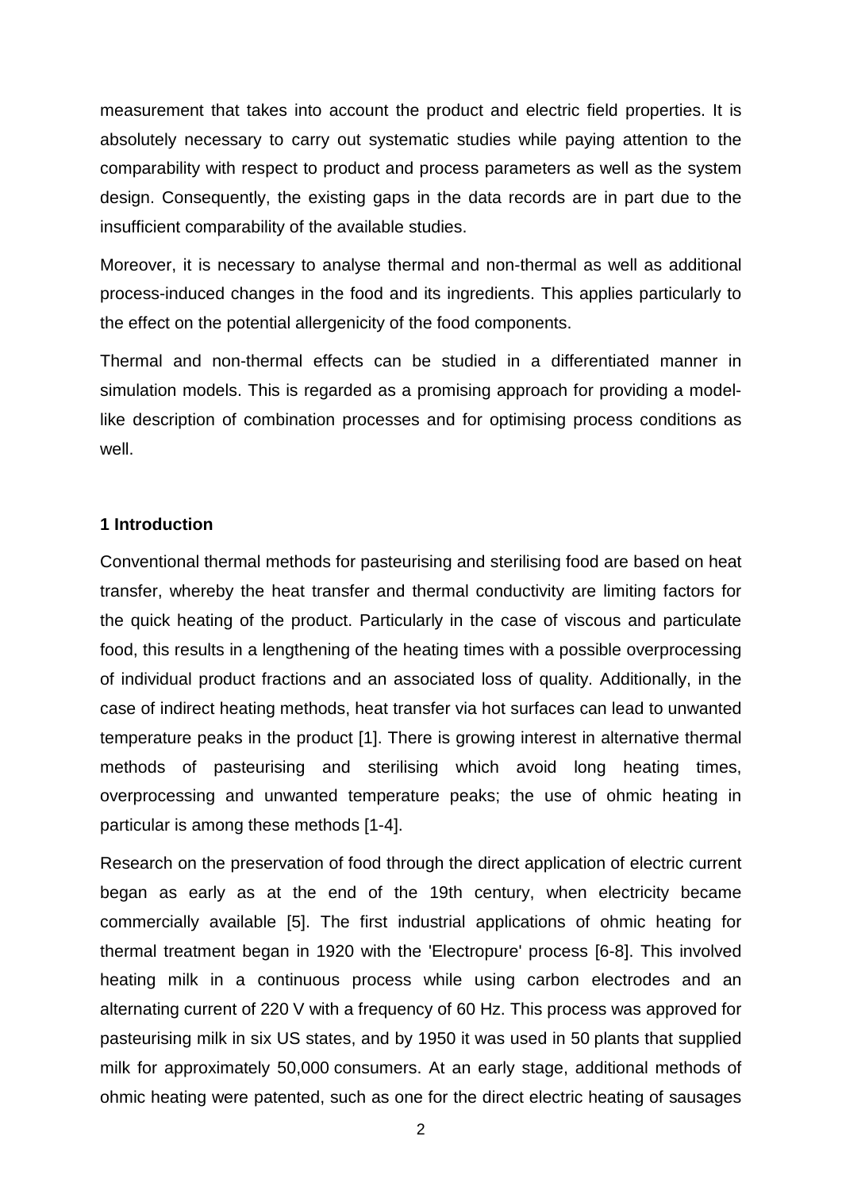measurement that takes into account the product and electric field properties. It is absolutely necessary to carry out systematic studies while paying attention to the comparability with respect to product and process parameters as well as the system design. Consequently, the existing gaps in the data records are in part due to the insufficient comparability of the available studies.

Moreover, it is necessary to analyse thermal and non-thermal as well as additional process-induced changes in the food and its ingredients. This applies particularly to the effect on the potential allergenicity of the food components.

Thermal and non-thermal effects can be studied in a differentiated manner in simulation models. This is regarded as a promising approach for providing a model-like description of combination processes and for optimising process conditions as well.

## 1 Introduction

Conventional thermal methods for pasteurising and sterilising food are based on heat transfer, whereby the heat transfer and thermal conductivity are limiting factors for the quick heating of the product. Particularly in the case of viscous and particulate food, this results in a lengthening of the heating times with a possible overprocessing of individual product fractions and an associated loss of quality. Additionally, in the case of indirect heating methods, heat transfer via hot surfaces can lead to unwanted temperature peaks in the product [1]. There is growing interest in alternative thermal methods of pasteurising and sterilising which avoid long heating times, overprocessing and unwanted temperature peaks; the use of ohmic heating in particular is among these methods [1-4].

Research on the preservation of food through the direct application of electric current began as early as at the end of the 19th century, when electricity became commercially available [5]. The first industrial applications of ohmic heating for thermal treatment began in 1920 with the 'Electropure' process [6-8]. This involved heating milk in a continuous process while using carbon electrodes and an alternating current of 220 V with a frequency of 60 Hz. This process was approved for pasteurising milk in six US states, and by 1950 it was used in 50 plants that supplied milk for approximately 50,000 consumers. At an early stage, additional methods of ohmic heating were patented, such as one for the direct electric heating of sausages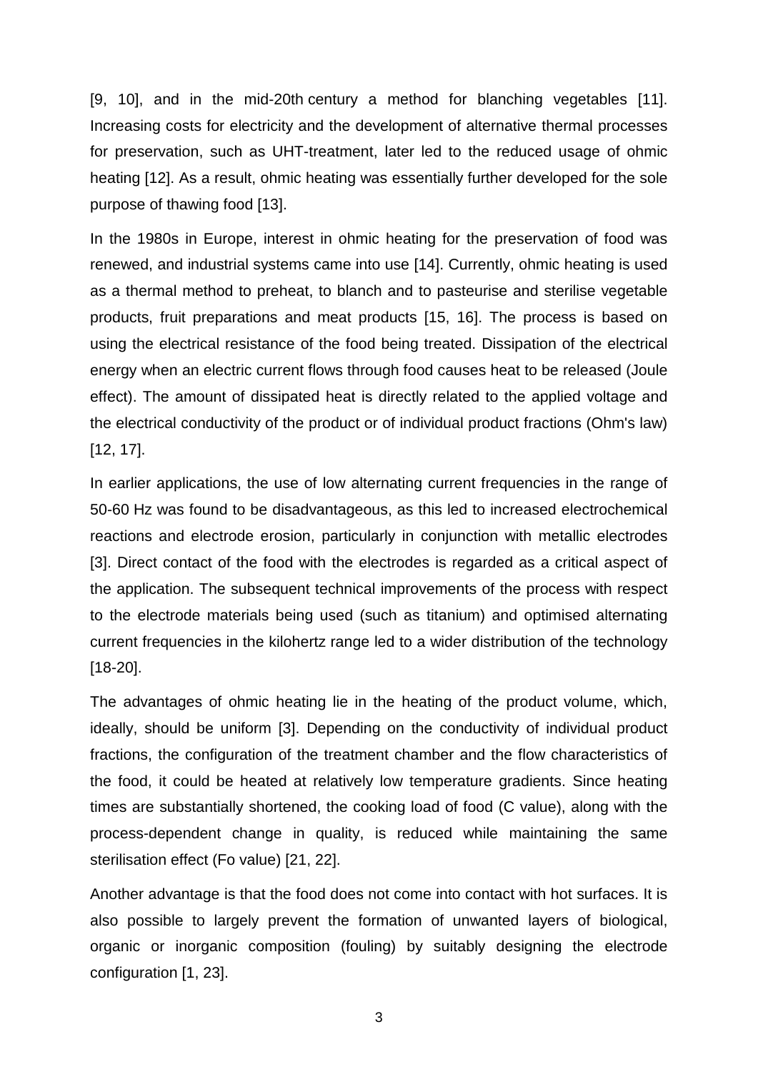[9, 10], and in the mid-20th century a method for blanching vegetables [11]. Increasing costs for electricity and the development of alternative thermal processes for preservation, such as UHT-treatment, later led to the reduced usage of ohmic heating [12]. As a result, ohmic heating was essentially further developed for the sole purpose of thawing food [13].

In the 1980s in Europe, interest in ohmic heating for the preservation of food was renewed, and industrial systems came into use [14]. Currently, ohmic heating is used as a thermal method to preheat, to blanch and to pasteurise and sterilise vegetable products, fruit preparations and meat products [15, 16]. The process is based on using the electrical resistance of the food being treated. Dissipation of the electrical energy when an electric current flows through food causes heat to be released (Joule effect). The amount of dissipated heat is directly related to the applied voltage and the electrical conductivity of the product or of individual product fractions (Ohm's law) [12, 17].

In earlier applications, the use of low alternating current frequencies in the range of 50-60 Hz was found to be disadvantageous, as this led to increased electrochemical reactions and electrode erosion, particularly in conjunction with metallic electrodes [3]. Direct contact of the food with the electrodes is regarded as a critical aspect of the application. The subsequent technical improvements of the process with respect to the electrode materials being used (such as titanium) and optimised alternating current frequencies in the kilohertz range led to a wider distribution of the technology [18-20].

The advantages of ohmic heating lie in the heating of the product volume, which, ideally, should be uniform [3]. Depending on the conductivity of individual product fractions, the configuration of the treatment chamber and the flow characteristics of the food, it could be heated at relatively low temperature gradients. Since heating times are substantially shortened, the cooking load of food (C value), along with the process-dependent change in quality, is reduced while maintaining the same sterilisation effect (Fo value) [21, 22].

Another advantage is that the food does not come into contact with hot surfaces. It is also possible to largely prevent the formation of unwanted layers of biological, organic or inorganic composition (fouling) by suitably designing the electrode configuration [1, 23].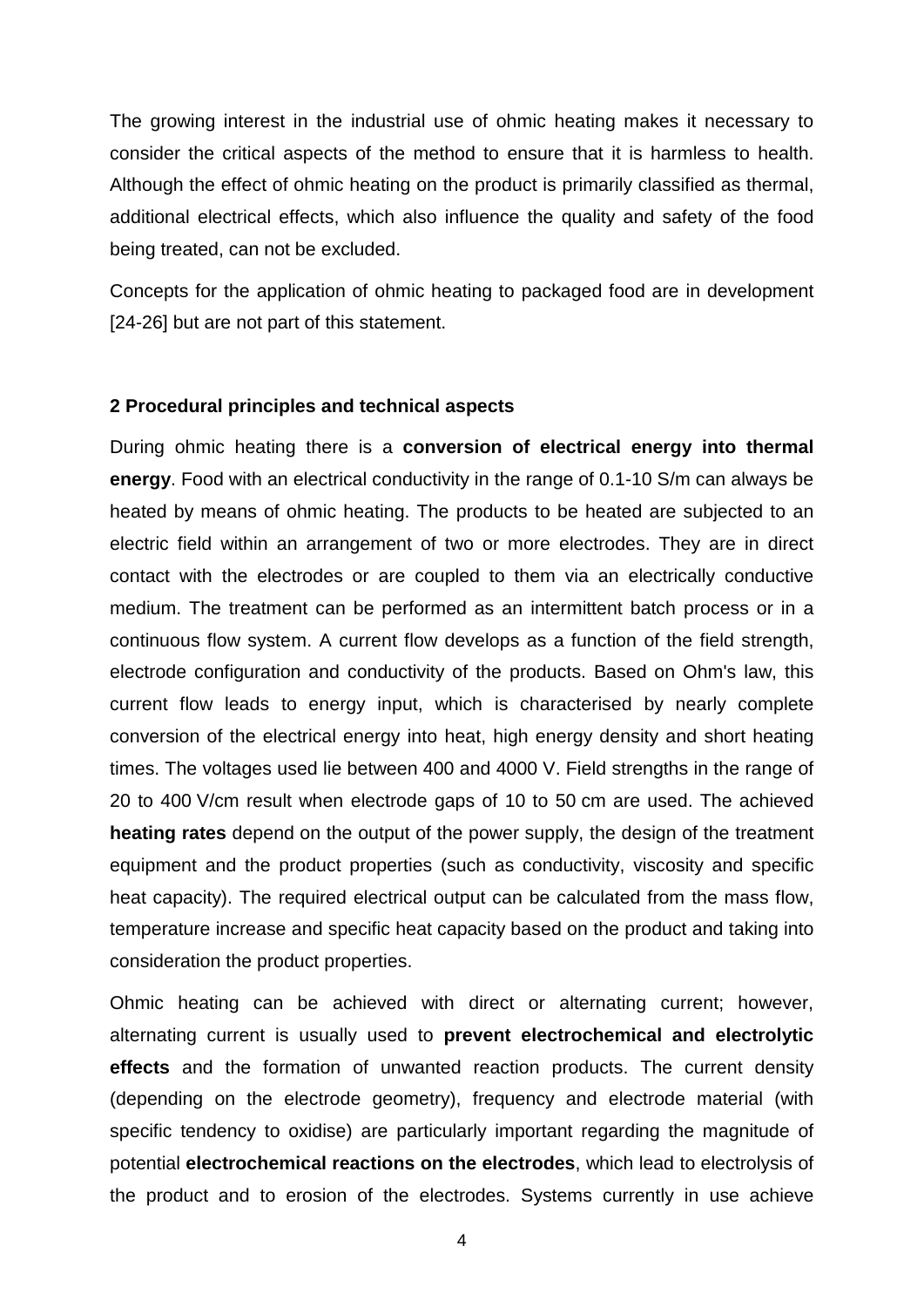The growing interest in the industrial use of ohmic heating makes it necessary to consider the critical aspects of the method to ensure that it is harmless to health. Although the effect of ohmic heating on the product is primarily classified as thermal, additional electrical effects, which also influence the quality and safety of the food being treated, can not be excluded.

Concepts for the application of ohmic heating to packaged food are in development [24-26] but are not part of this statement.

## 2 Procedural principles and technical aspects

During ohmic heating there is a **conversion of electrical energy into thermal energy**. Food with an electrical conductivity in the range of 0.1-10 S/m can always be heated by means of ohmic heating. The products to be heated are subjected to an electric field within an arrangement of two or more electrodes. They are in direct contact with the electrodes or are coupled to them via an electrically conductive medium. The treatment can be performed as an intermittent batch process or in a continuous flow system. A current flow develops as a function of the field strength, electrode configuration and conductivity of the products. Based on Ohm's law, this current flow leads to energy input, which is characterised by nearly complete conversion of the electrical energy into heat, high energy density and short heating times. The voltages used lie between 400 and 4000 V. Field strengths in the range of 20 to 400 V/cm result when electrode gaps of 10 to 50 cm are used. The achieved **heating rates** depend on the output of the power supply, the design of the treatment equipment and the product properties (such as conductivity, viscosity and specific heat capacity). The required electrical output can be calculated from the mass flow, temperature increase and specific heat capacity based on the product and taking into consideration the product properties.

Ohmic heating can be achieved with direct or alternating current; however, alternating current is usually used to **prevent electrochemical and electrolytic effects** and the formation of unwanted reaction products. The current density (depending on the electrode geometry), frequency and electrode material (with specific tendency to oxidise) are particularly important regarding the magnitude of potential **electrochemical reactions on the electrodes**, which lead to electrolysis of the product and to erosion of the electrodes. Systems currently in use achieve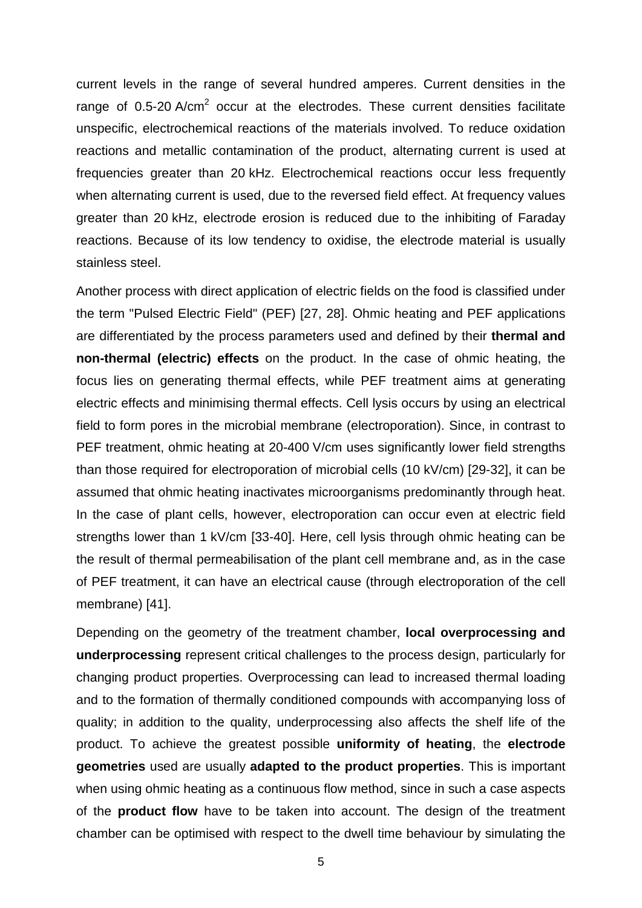current levels in the range of several hundred amperes. Current densities in the range of 0.5-20 A/cm$^2$ occur at the electrodes. These current densities facilitate unspecific, electrochemical reactions of the materials involved. To reduce oxidation reactions and metallic contamination of the product, alternating current is used at frequencies greater than 20 kHz. Electrochemical reactions occur less frequently when alternating current is used, due to the reversed field effect. At frequency values greater than 20 kHz, electrode erosion is reduced due to the inhibiting of Faraday reactions. Because of its low tendency to oxidise, the electrode material is usually stainless steel.

Another process with direct application of electric fields on the food is classified under the term "Pulsed Electric Field" (PEF) [27, 28]. Ohmic heating and PEF applications are differentiated by the process parameters used and defined by their **thermal and non-thermal (electric) effects** on the product. In the case of ohmic heating, the focus lies on generating thermal effects, while PEF treatment aims at generating electric effects and minimising thermal effects. Cell lysis occurs by using an electrical field to form pores in the microbial membrane (electroporation). Since, in contrast to PEF treatment, ohmic heating at 20-400 V/cm uses significantly lower field strengths than those required for electroporation of microbial cells (10 kV/cm) [29-32], it can be assumed that ohmic heating inactivates microorganisms predominantly through heat. In the case of plant cells, however, electroporation can occur even at electric field strengths lower than 1 kV/cm [33-40]. Here, cell lysis through ohmic heating can be the result of thermal permeabilisation of the plant cell membrane and, as in the case of PEF treatment, it can have an electrical cause (through electroporation of the cell membrane) [41].

Depending on the geometry of the treatment chamber, **local overprocessing and underprocessing** represent critical challenges to the process design, particularly for changing product properties. Overprocessing can lead to increased thermal loading and to the formation of thermally conditioned compounds with accompanying loss of quality; in addition to the quality, underprocessing also affects the shelf life of the product. To achieve the greatest possible **uniformity of heating**, the **electrode geometries** used are usually **adapted to the product properties**. This is important when using ohmic heating as a continuous flow method, since in such a case aspects of the **product flow** have to be taken into account. The design of the treatment chamber can be optimised with respect to the dwell time behaviour by simulating the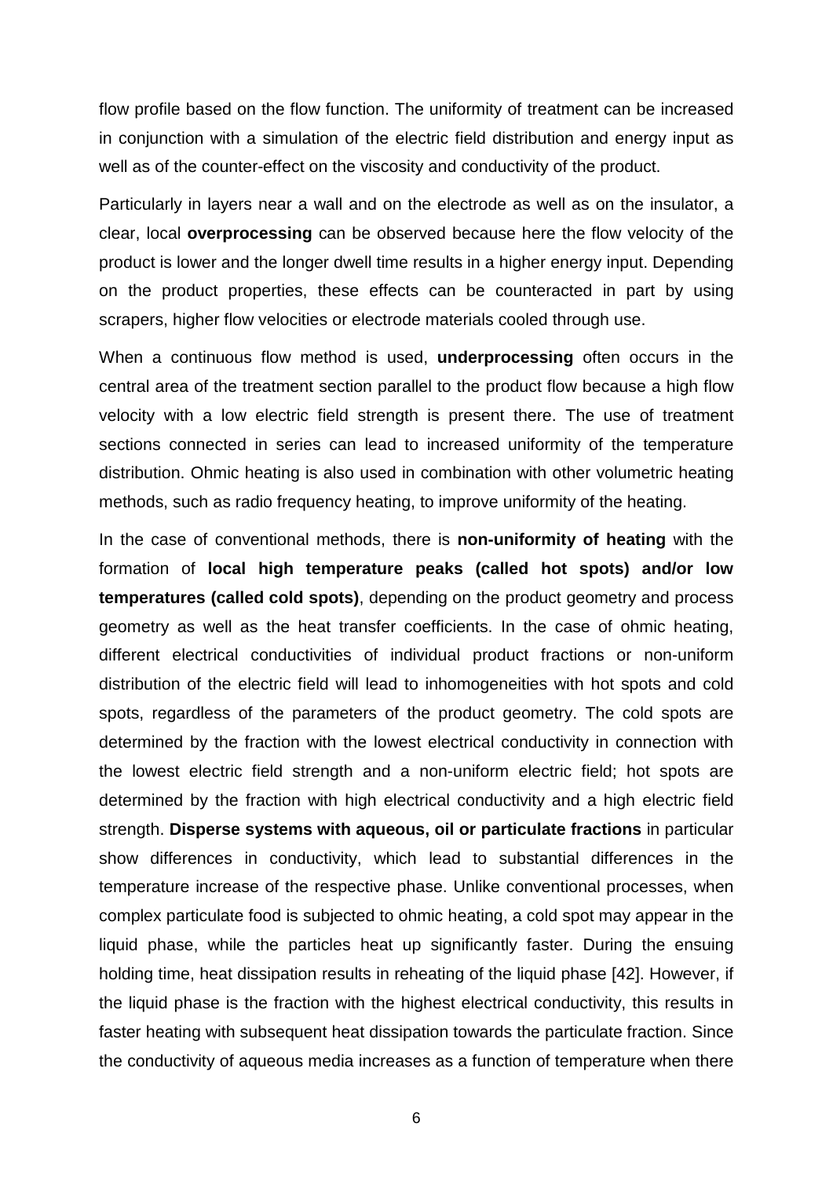flow profile based on the flow function. The uniformity of treatment can be increased in conjunction with a simulation of the electric field distribution and energy input as well as of the counter-effect on the viscosity and conductivity of the product.

Particularly in layers near a wall and on the electrode as well as on the insulator, a clear, local **overprocessing** can be observed because here the flow velocity of the product is lower and the longer dwell time results in a higher energy input. Depending on the product properties, these effects can be counteracted in part by using scrapers, higher flow velocities or electrode materials cooled through use.

When a continuous flow method is used, **underprocessing** often occurs in the central area of the treatment section parallel to the product flow because a high flow velocity with a low electric field strength is present there. The use of treatment sections connected in series can lead to increased uniformity of the temperature distribution. Ohmic heating is also used in combination with other volumetric heating methods, such as radio frequency heating, to improve uniformity of the heating.

In the case of conventional methods, there is **non-uniformity of heating** with the formation of **local high temperature peaks (called hot spots) and/or low temperatures (called cold spots)**, depending on the product geometry and process geometry as well as the heat transfer coefficients. In the case of ohmic heating, different electrical conductivities of individual product fractions or non-uniform distribution of the electric field will lead to inhomogeneities with hot spots and cold spots, regardless of the parameters of the product geometry. The cold spots are determined by the fraction with the lowest electrical conductivity in connection with the lowest electric field strength and a non-uniform electric field; hot spots are determined by the fraction with high electrical conductivity and a high electric field strength. **Disperse systems with aqueous, oil or particulate fractions** in particular show differences in conductivity, which lead to substantial differences in the temperature increase of the respective phase. Unlike conventional processes, when complex particulate food is subjected to ohmic heating, a cold spot may appear in the liquid phase, while the particles heat up significantly faster. During the ensuing holding time, heat dissipation results in reheating of the liquid phase [42]. However, if the liquid phase is the fraction with the highest electrical conductivity, this results in faster heating with subsequent heat dissipation towards the particulate fraction. Since the conductivity of aqueous media increases as a function of temperature when there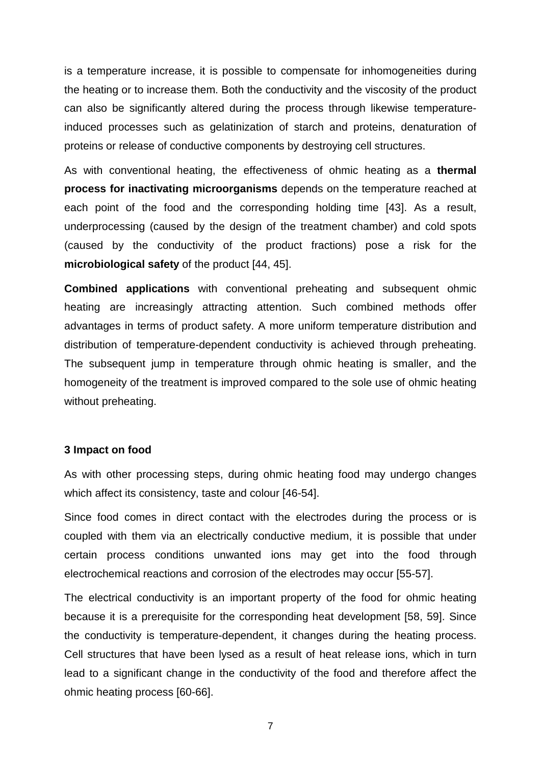is a temperature increase, it is possible to compensate for inhomogeneities during the heating or to increase them. Both the conductivity and the viscosity of the product can also be significantly altered during the process through likewise temperature-induced processes such as gelatinization of starch and proteins, denaturation of proteins or release of conductive components by destroying cell structures.

As with conventional heating, the effectiveness of ohmic heating as a **thermal process for inactivating microorganisms** depends on the temperature reached at each point of the food and the corresponding holding time [43]. As a result, underprocessing (caused by the design of the treatment chamber) and cold spots (caused by the conductivity of the product fractions) pose a risk for the **microbiological safety** of the product [44, 45].

**Combined applications** with conventional preheating and subsequent ohmic heating are increasingly attracting attention. Such combined methods offer advantages in terms of product safety. A more uniform temperature distribution and distribution of temperature-dependent conductivity is achieved through preheating. The subsequent jump in temperature through ohmic heating is smaller, and the homogeneity of the treatment is improved compared to the sole use of ohmic heating without preheating.

## 3 Impact on food

As with other processing steps, during ohmic heating food may undergo changes which affect its consistency, taste and colour [46-54].

Since food comes in direct contact with the electrodes during the process or is coupled with them via an electrically conductive medium, it is possible that under certain process conditions unwanted ions may get into the food through electrochemical reactions and corrosion of the electrodes may occur [55-57].

The electrical conductivity is an important property of the food for ohmic heating because it is a prerequisite for the corresponding heat development [58, 59]. Since the conductivity is temperature-dependent, it changes during the heating process. Cell structures that have been lysed as a result of heat release ions, which in turn lead to a significant change in the conductivity of the food and therefore affect the ohmic heating process [60-66].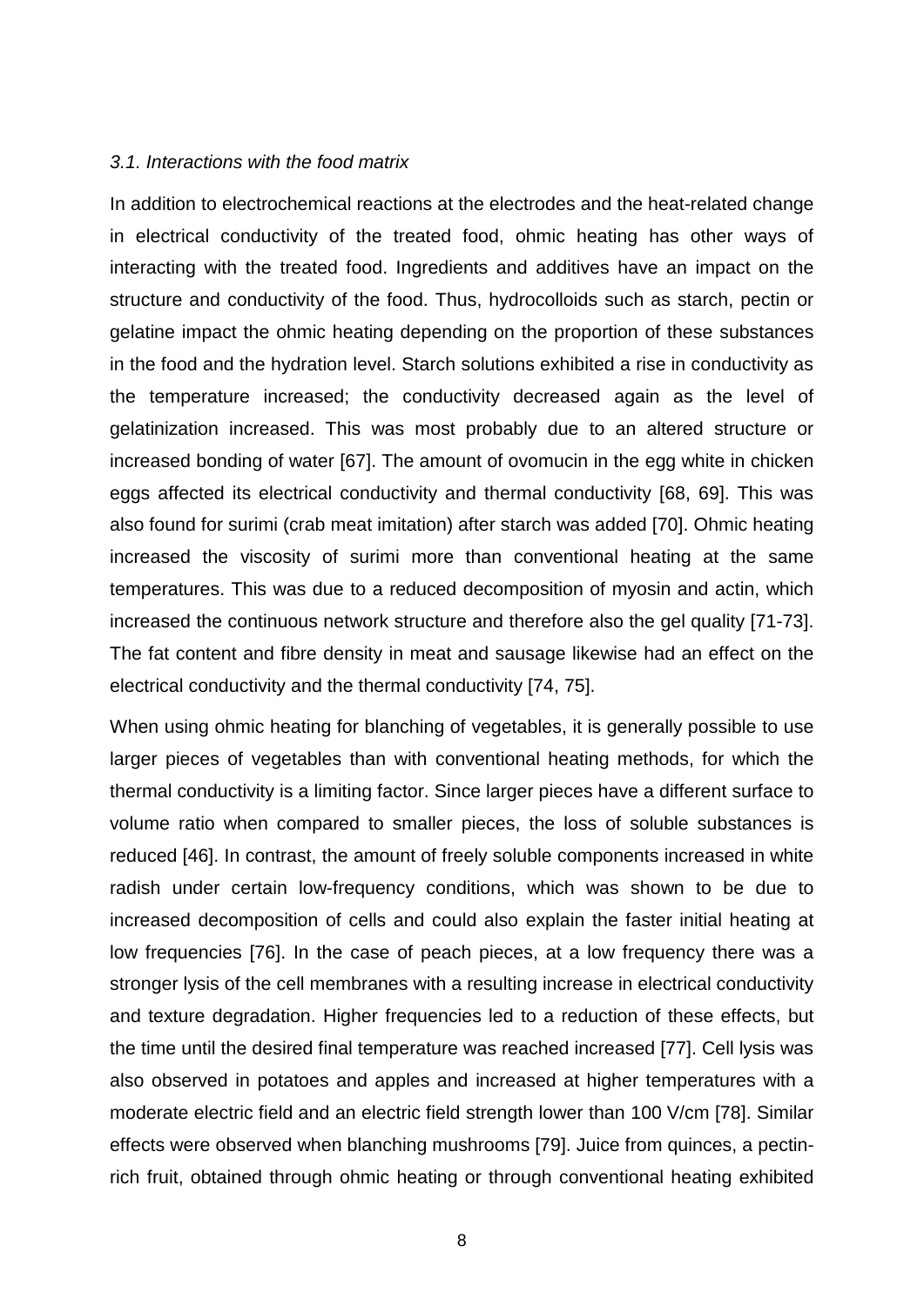*3.1. Interactions with the food matrix*

In addition to electrochemical reactions at the electrodes and the heat-related change in electrical conductivity of the treated food, ohmic heating has other ways of interacting with the treated food. Ingredients and additives have an impact on the structure and conductivity of the food. Thus, hydrocolloids such as starch, pectin or gelatine impact the ohmic heating depending on the proportion of these substances in the food and the hydration level. Starch solutions exhibited a rise in conductivity as the temperature increased; the conductivity decreased again as the level of gelatinization increased. This was most probably due to an altered structure or increased bonding of water [67]. The amount of ovomucin in the egg white in chicken eggs affected its electrical conductivity and thermal conductivity [68, 69]. This was also found for surimi (crab meat imitation) after starch was added [70]. Ohmic heating increased the viscosity of surimi more than conventional heating at the same temperatures. This was due to a reduced decomposition of myosin and actin, which increased the continuous network structure and therefore also the gel quality [71-73]. The fat content and fibre density in meat and sausage likewise had an effect on the electrical conductivity and the thermal conductivity [74, 75].

When using ohmic heating for blanching of vegetables, it is generally possible to use larger pieces of vegetables than with conventional heating methods, for which the thermal conductivity is a limiting factor. Since larger pieces have a different surface to volume ratio when compared to smaller pieces, the loss of soluble substances is reduced [46]. In contrast, the amount of freely soluble components increased in white radish under certain low-frequency conditions, which was shown to be due to increased decomposition of cells and could also explain the faster initial heating at low frequencies [76]. In the case of peach pieces, at a low frequency there was a stronger lysis of the cell membranes with a resulting increase in electrical conductivity and texture degradation. Higher frequencies led to a reduction of these effects, but the time until the desired final temperature was reached increased [77]. Cell lysis was also observed in potatoes and apples and increased at higher temperatures with a moderate electric field and an electric field strength lower than 100 V/cm [78]. Similar effects were observed when blanching mushrooms [79]. Juice from quinces, a pectin-rich fruit, obtained through ohmic heating or through conventional heating exhibited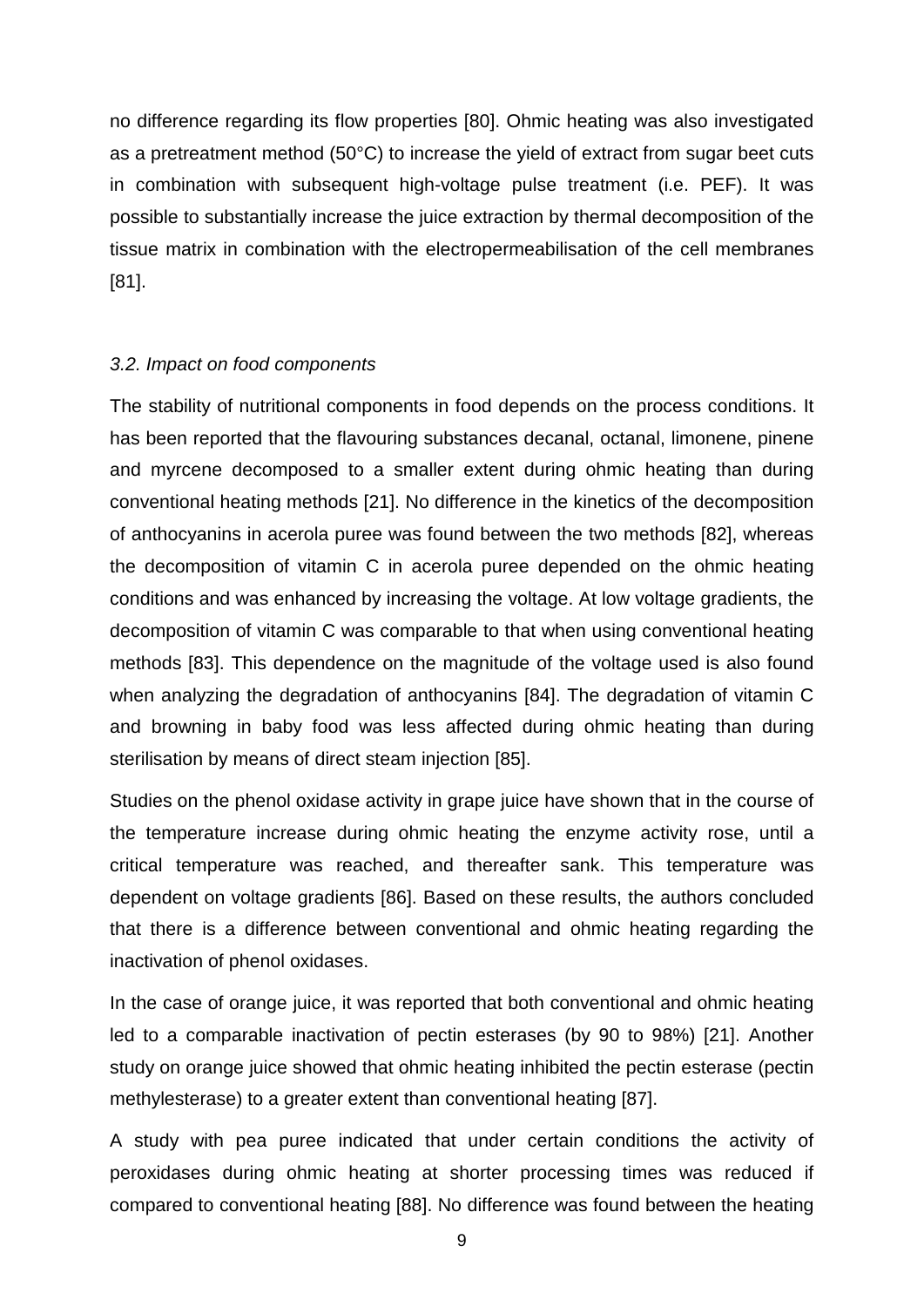no difference regarding its flow properties [80]. Ohmic heating was also investigated as a pretreatment method (50°C) to increase the yield of extract from sugar beet cuts in combination with subsequent high-voltage pulse treatment (i.e. PEF). It was possible to substantially increase the juice extraction by thermal decomposition of the tissue matrix in combination with the electropermeabilisation of the cell membranes [81].

### *3.2. Impact on food components*

The stability of nutritional components in food depends on the process conditions. It has been reported that the flavouring substances decanal, octanal, limonene, pinene and myrcene decomposed to a smaller extent during ohmic heating than during conventional heating methods [21]. No difference in the kinetics of the decomposition of anthocyanins in acerola puree was found between the two methods [82], whereas the decomposition of vitamin C in acerola puree depended on the ohmic heating conditions and was enhanced by increasing the voltage. At low voltage gradients, the decomposition of vitamin C was comparable to that when using conventional heating methods [83]. This dependence on the magnitude of the voltage used is also found when analyzing the degradation of anthocyanins [84]. The degradation of vitamin C and browning in baby food was less affected during ohmic heating than during sterilisation by means of direct steam injection [85].

Studies on the phenol oxidase activity in grape juice have shown that in the course of the temperature increase during ohmic heating the enzyme activity rose, until a critical temperature was reached, and thereafter sank. This temperature was dependent on voltage gradients [86]. Based on these results, the authors concluded that there is a difference between conventional and ohmic heating regarding the inactivation of phenol oxidases.

In the case of orange juice, it was reported that both conventional and ohmic heating led to a comparable inactivation of pectin esterases (by 90 to 98%) [21]. Another study on orange juice showed that ohmic heating inhibited the pectin esterase (pectin methylesterase) to a greater extent than conventional heating [87].

A study with pea puree indicated that under certain conditions the activity of peroxidases during ohmic heating at shorter processing times was reduced if compared to conventional heating [88]. No difference was found between the heating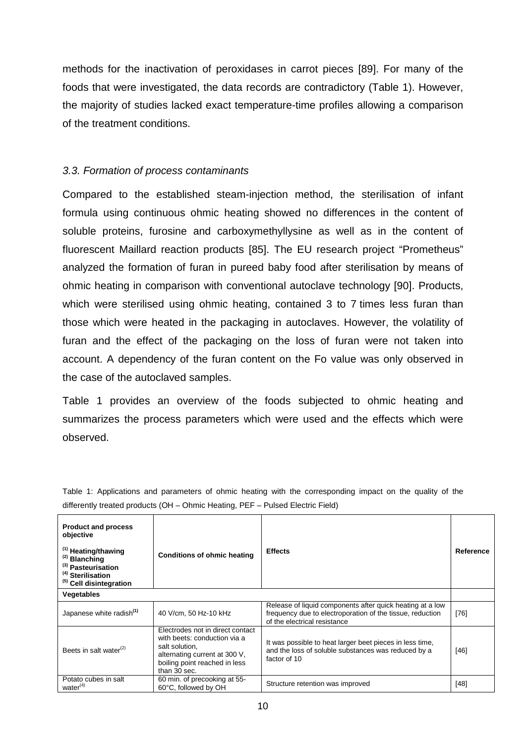methods for the inactivation of peroxidases in carrot pieces [89]. For many of the foods that were investigated, the data records are contradictory (Table 1). However, the majority of studies lacked exact temperature-time profiles allowing a comparison of the treatment conditions.

### *3.3. Formation of process contaminants*

Compared to the established steam-injection method, the sterilisation of infant formula using continuous ohmic heating showed no differences in the content of soluble proteins, furosine and carboxymethyllysine as well as in the content of fluorescent Maillard reaction products [85]. The EU research project "Prometheus" analyzed the formation of furan in pureed baby food after sterilisation by means of ohmic heating in comparison with conventional autoclave technology [90]. Products, which were sterilised using ohmic heating, contained 3 to 7 times less furan than those which were heated in the packaging in autoclaves. However, the volatility of furan and the effect of the packaging on the loss of furan were not taken into account. A dependency of the furan content on the Fo value was only observed in the case of the autoclaved samples.

Table 1 provides an overview of the foods subjected to ohmic heating and summarizes the process parameters which were used and the effects which were observed.

Table 1: Applications and parameters of ohmic heating with the corresponding impact on the quality of the differently treated products (OH – Ohmic Heating, PEF – Pulsed Electric Field)

| **Product and process objective**<br>**(1) Heating/thawing**<br>**(2) Blanching**<br>**(3) Pasteurisation**<br>**(4) Sterilisation**<br>**(5) Cell disintegration** | **Conditions of ohmic heating** | **Effects** | **Reference** |
|---|---|---|---|
| **Vegetables** | | | |
| Japanese white radish[(1)] | 40 V/cm, 50 Hz-10 kHz | Release of liquid components after quick heating at a low frequency due to electroporation of the tissue, reduction of the electrical resistance | [76] |
| Beets in salt water[(2)] | Electrodes not in direct contact with beets: conduction via a salt solution, alternating current at 300 V, boiling point reached in less than 30 sec. | It was possible to heat larger beet pieces in less time, and the loss of soluble substances was reduced by a factor of 10 | [46] |
| Potato cubes in salt water[(4)] | 60 min. of precooking at 55-60°C, followed by OH | Structure retention was improved | [48] |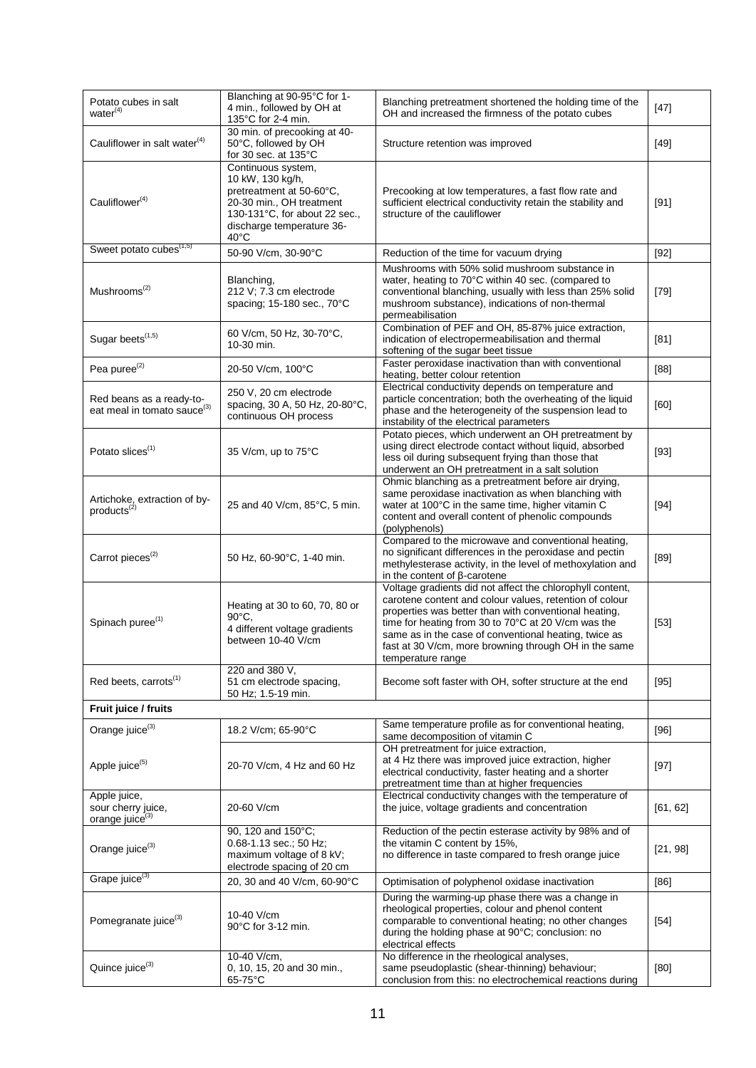| Potato cubes in salt water[(4)] | Blanching at 90-95°C for 1-4 min., followed by OH at 135°C for 2-4 min. | Blanching pretreatment shortened the holding time of the OH and increased the firmness of the potato cubes | [47] |
|---|---|---|---|
| Cauliflower in salt water[(4)] | 30 min. of precooking at 40-50°C, followed by OH for 30 sec. at 135°C | Structure retention was improved | [49] |
| Cauliflower[(4)] | Continuous system, 10 kW, 130 kg/h, pretreatment at 50-60°C, 20-30 min., OH treatment 130-131°C, for about 22 sec., discharge temperature 36-40°C | Precooking at low temperatures, a fast flow rate and sufficient electrical conductivity retain the stability and structure of the cauliflower | [91] |
| Sweet potato cubes[(1,5)] | 50-90 V/cm, 30-90°C | Reduction of the time for vacuum drying | [92] |
| Mushrooms[(2)] | Blanching, 212 V; 7.3 cm electrode spacing; 15-180 sec., 70°C | Mushrooms with 50% solid mushroom substance in water, heating to 70°C within 40 sec. (compared to conventional blanching, usually with less than 25% solid mushroom substance), indications of non-thermal permeabilisation | [79] |
| Sugar beets[(1,5)] | 60 V/cm, 50 Hz, 30-70°C, 10-30 min. | Combination of PEF and OH, 85-87% juice extraction, indication of electropermeabilisation and thermal softening of the sugar beet tissue | [81] |
| Pea puree[(2)] | 20-50 V/cm, 100°C | Faster peroxidase inactivation than with conventional heating, better colour retention | [88] |
| Red beans as a ready-to-eat meal in tomato sauce[(3)] | 250 V, 20 cm electrode spacing, 30 A, 50 Hz, 20-80°C, continuous OH process | Electrical conductivity depends on temperature and particle concentration; both the overheating of the liquid phase and the heterogeneity of the suspension lead to instability of the electrical parameters | [60] |
| Potato slices[(1)] | 35 V/cm, up to 75°C | Potato pieces, which underwent an OH pretreatment by using direct electrode contact without liquid, absorbed less oil during subsequent frying than those that underwent an OH pretreatment in a salt solution | [93] |
| Artichoke, extraction of by-products[(2)] | 25 and 40 V/cm, 85°C, 5 min. | Ohmic blanching as a pretreatment before air drying, same peroxidase inactivation as when blanching with water at 100°C in the same time, higher vitamin C content and overall content of phenolic compounds (polyphenols) | [94] |
| Carrot pieces[(2)] | 50 Hz, 60-90°C, 1-40 min. | Compared to the microwave and conventional heating, no significant differences in the peroxidase and pectin methylesterase activity, in the level of methoxylation and in the content of β-carotene | [89] |
| Spinach puree[(1)] | Heating at 30 to 60, 70, 80 or 90°C, 4 different voltage gradients between 10-40 V/cm | Voltage gradients did not affect the chlorophyll content, carotene content and colour values, retention of colour properties was better than with conventional heating, time for heating from 30 to 70°C at 20 V/cm was the same as in the case of conventional heating, twice as fast at 30 V/cm, more browning through OH in the same temperature range | [53] |
| Red beets, carrots[(1)] | 220 and 380 V, 51 cm electrode spacing, 50 Hz; 1.5-19 min. | Become soft faster with OH, softer structure at the end | [95] |
| **Fruit juice / fruits** | | | |
| Orange juice[(3)] | 18.2 V/cm; 65-90°C | Same temperature profile as for conventional heating, same decomposition of vitamin C | [96] |
| Apple juice[(5)] | 20-70 V/cm, 4 Hz and 60 Hz | OH pretreatment for juice extraction, at 4 Hz there was improved juice extraction, higher electrical conductivity, faster heating and a shorter pretreatment time than at higher frequencies | [97] |
| Apple juice, sour cherry juice, orange juice[(3)] | 20-60 V/cm | Electrical conductivity changes with the temperature of the juice, voltage gradients and concentration | [61, 62] |
| Orange juice[(3)] | 90, 120 and 150°C; 0.68-1.13 sec.; 50 Hz; maximum voltage of 8 kV; electrode spacing of 20 cm | Reduction of the pectin esterase activity by 98% and of the vitamin C content by 15%, no difference in taste compared to fresh orange juice | [21, 98] |
| Grape juice[(3)] | 20, 30 and 40 V/cm, 60-90°C | Optimisation of polyphenol oxidase inactivation | [86] |
| Pomegranate juice[(3)] | 10-40 V/cm 90°C for 3-12 min. | During the warming-up phase there was a change in rheological properties, colour and phenol content comparable to conventional heating; no other changes during the holding phase at 90°C; conclusion: no electrical effects | [54] |
| Quince juice[(3)] | 10-40 V/cm, 0, 10, 15, 20 and 30 min., 65-75°C | No difference in the rheological analyses, same pseudoplastic (shear-thinning) behaviour; conclusion from this: no electrochemical reactions during | [80] |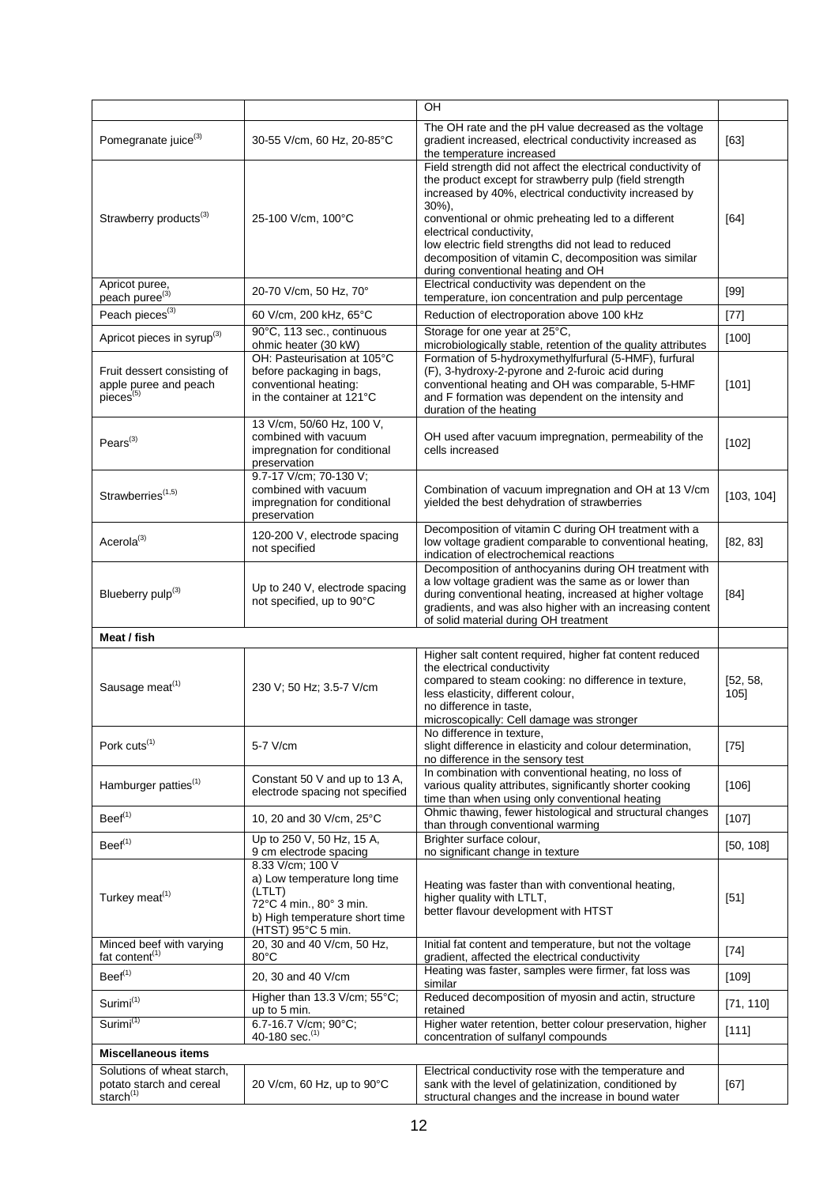| | | OH | |
|---|---|---|---|
| Pomegranate juice[(3)] | 30-55 V/cm, 60 Hz, 20-85°C | The OH rate and the pH value decreased as the voltage gradient increased, electrical conductivity increased as the temperature increased | [63] |
| Strawberry products[(3)] | 25-100 V/cm, 100°C | Field strength did not affect the electrical conductivity of the product except for strawberry pulp (field strength increased by 40%, electrical conductivity increased by 30%),<br>conventional or ohmic preheating led to a different electrical conductivity,<br>low electric field strengths did not lead to reduced decomposition of vitamin C, decomposition was similar during conventional heating and OH | [64] |
| Apricot puree, peach puree[(3)] | 20-70 V/cm, 50 Hz, 70° | Electrical conductivity was dependent on the temperature, ion concentration and pulp percentage | [99] |
| Peach pieces[(3)] | 60 V/cm, 200 kHz, 65°C | Reduction of electroporation above 100 kHz | [77] |
| Apricot pieces in syrup[(3)] | 90°C, 113 sec., continuous ohmic heater (30 kW) | Storage for one year at 25°C,<br>microbiologically stable, retention of the quality attributes | [100] |
| Fruit dessert consisting of apple puree and peach pieces[(5)] | OH: Pasteurisation at 105°C before packaging in bags,<br>conventional heating: in the container at 121°C | Formation of 5-hydroxymethylfurfural (5-HMF), furfural (F), 3-hydroxy-2-pyrone and 2-furoic acid during conventional heating and OH was comparable, 5-HMF and F formation was dependent on the intensity and duration of the heating | [101] |
| Pears[(3)] | 13 V/cm, 50/60 Hz, 100 V, combined with vacuum impregnation for conditional preservation | OH used after vacuum impregnation, permeability of the cells increased | [102] |
| Strawberries[(1,5)] | 9.7-17 V/cm; 70-130 V; combined with vacuum impregnation for conditional preservation | Combination of vacuum impregnation and OH at 13 V/cm yielded the best dehydration of strawberries | [103, 104] |
| Acerola[(3)] | 120-200 V, electrode spacing not specified | Decomposition of vitamin C during OH treatment with a low voltage gradient comparable to conventional heating, indication of electrochemical reactions | [82, 83] |
| Blueberry pulp[(3)] | Up to 240 V, electrode spacing not specified, up to 90°C | Decomposition of anthocyanins during OH treatment with a low voltage gradient was the same as or lower than during conventional heating, increased at higher voltage gradients, and was also higher with an increasing content of solid material during OH treatment | [84] |
| **Meat / fish** | | | |
| Sausage meat[(1)] | 230 V; 50 Hz; 3.5-7 V/cm | Higher salt content required, higher fat content reduced the electrical conductivity<br>compared to steam cooking: no difference in texture, less elasticity, different colour,<br>no difference in taste,<br>microscopically: Cell damage was stronger | [52, 58, 105] |
| Pork cuts[(1)] | 5-7 V/cm | No difference in texture,<br>slight difference in elasticity and colour determination, no difference in the sensory test | [75] |
| Hamburger patties[(1)] | Constant 50 V and up to 13 A, electrode spacing not specified | In combination with conventional heating, no loss of various quality attributes, significantly shorter cooking time than when using only conventional heating | [106] |
| Beef[(1)] | 10, 20 and 30 V/cm, 25°C | Ohmic thawing, fewer histological and structural changes than through conventional warming | [107] |
| Beef[(1)] | Up to 250 V, 50 Hz, 15 A, 9 cm electrode spacing | Brighter surface colour,<br>no significant change in texture | [50, 108] |
| Turkey meat[(1)] | 8.33 V/cm; 100 V<br>a) Low temperature long time (LTLT) 72°C 4 min., 80° 3 min.<br>b) High temperature short time (HTST) 95°C 5 min. | Heating was faster than with conventional heating,<br>higher quality with LTLT,<br>better flavour development with HTST | [51] |
| Minced beef with varying fat content[(1)] | 20, 30 and 40 V/cm, 50 Hz, 80°C | Initial fat content and temperature, but not the voltage gradient, affected the electrical conductivity | [74] |
| Beef[(1)] | 20, 30 and 40 V/cm | Heating was faster, samples were firmer, fat loss was similar | [109] |
| Surimi[(1)] | Higher than 13.3 V/cm; 55°C; up to 5 min. | Reduced decomposition of myosin and actin, structure retained | [71, 110] |
| Surimi[(1)] | 6.7-16.7 V/cm; 90°C; 40-180 sec.[(1)] | Higher water retention, better colour preservation, higher concentration of sulfanyl compounds | [111] |
| **Miscellaneous items** | | | |
| Solutions of wheat starch, potato starch and cereal starch[(1)] | 20 V/cm, 60 Hz, up to 90°C | Electrical conductivity rose with the temperature and sank with the level of gelatinization, conditioned by structural changes and the increase in bound water | [67] |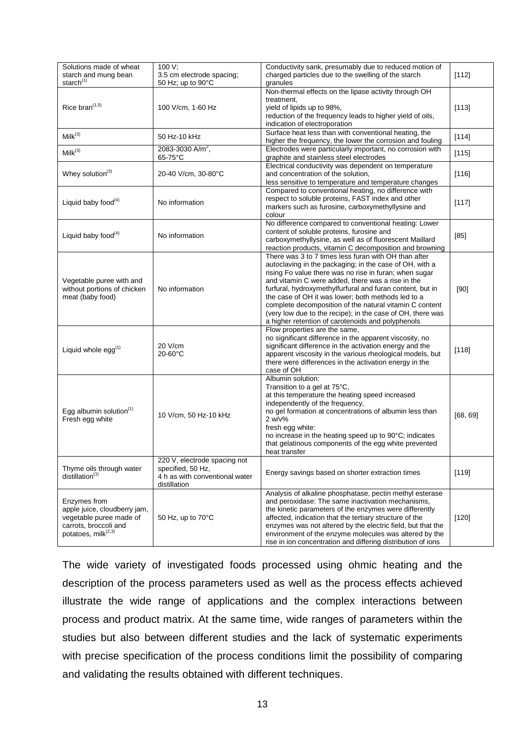| | | | |
|---|---|---|---|
| Solutions made of wheat starch and mung bean starch[(1)] | 100 V; 3.5 cm electrode spacing; 50 Hz; up to 90°C | Conductivity sank, presumably due to reduced motion of charged particles due to the swelling of the starch granules | [112] |
| Rice bran[(1,5)] | 100 V/cm, 1-60 Hz | Non-thermal effects on the lipase activity through OH treatment, yield of lipids up to 98%, reduction of the frequency leads to higher yield of oils, indication of electroporation | [113] |
| Milk[(3)] | 50 Hz-10 kHz | Surface heat less than with conventional heating, the higher the frequency, the lower the corrosion and fouling | [114] |
| Milk[(3)] | 2083-3030 A/m$^2$, 65-75°C | Electrodes were particularly important, no corrosion with graphite and stainless steel electrodes | [115] |
| Whey solution[(3)] | 20-40 V/cm, 30-80°C | Electrical conductivity was dependent on temperature and concentration of the solution, less sensitive to temperature and temperature changes | [116] |
| Liquid baby food[(4)] | No information | Compared to conventional heating, no difference with respect to soluble proteins, FAST index and other markers such as furosine, carboxymethyllysine and colour | [117] |
| Liquid baby food[(4)] | No information | No difference compared to conventional heating: Lower content of soluble proteins, furosine and carboxymethyllysine, as well as of fluorescent Maillard reaction products, vitamin C decomposition and browning | [85] |
| Vegetable puree with and without portions of chicken meat (baby food) | No information | There was 3 to 7 times less furan with OH than after autoclaving in the packaging; in the case of OH, with a rising Fo value there was no rise in furan; when sugar and vitamin C were added, there was a rise in the furfural, hydroxymethylfurfural and furan content, but in the case of OH it was lower; both methods led to a complete decomposition of the natural vitamin C content (very low due to the recipe); in the case of OH, there was a higher retention of carotenoids and polyphenols | [90] |
| Liquid whole egg[(1)] | 20 V/cm 20-60°C | Flow properties are the same, no significant difference in the apparent viscosity, no significant difference in the activation energy and the apparent viscosity in the various rheological models, but there were differences in the activation energy in the case of OH | [118] |
| Egg albumin solution[(1)] Fresh egg white | 10 V/cm, 50 Hz-10 kHz | Albumin solution: Transition to a gel at 75°C, at this temperature the heating speed increased independently of the frequency, no gel formation at concentrations of albumin less than 2 w/v% fresh egg white: no increase in the heating speed up to 90°C; indicates that gelatinous components of the egg white prevented heat transfer | [68, 69] |
| Thyme oils through water distillation[(1)] | 220 V, electrode spacing not specified, 50 Hz, 4 h as with conventional water distillation | Energy savings based on shorter extraction times | [119] |
| Enzymes from apple juice, cloudberry jam, vegetable puree made of carrots, broccoli and potatoes, milk[(2,3)] | 50 Hz, up to 70°C | Analysis of alkaline phosphatase, pectin methyl esterase and peroxidase: The same inactivation mechanisms, the kinetic parameters of the enzymes were differently affected, indication that the tertiary structure of the enzymes was not altered by the electric field, but that the environment of the enzyme molecules was altered by the rise in ion concentration and differing distribution of ions | [120] |

The wide variety of investigated foods processed using ohmic heating and the description of the process parameters used as well as the process effects achieved illustrate the wide range of applications and the complex interactions between process and product matrix. At the same time, wide ranges of parameters within the studies but also between different studies and the lack of systematic experiments with precise specification of the process conditions limit the possibility of comparing and validating the results obtained with different techniques.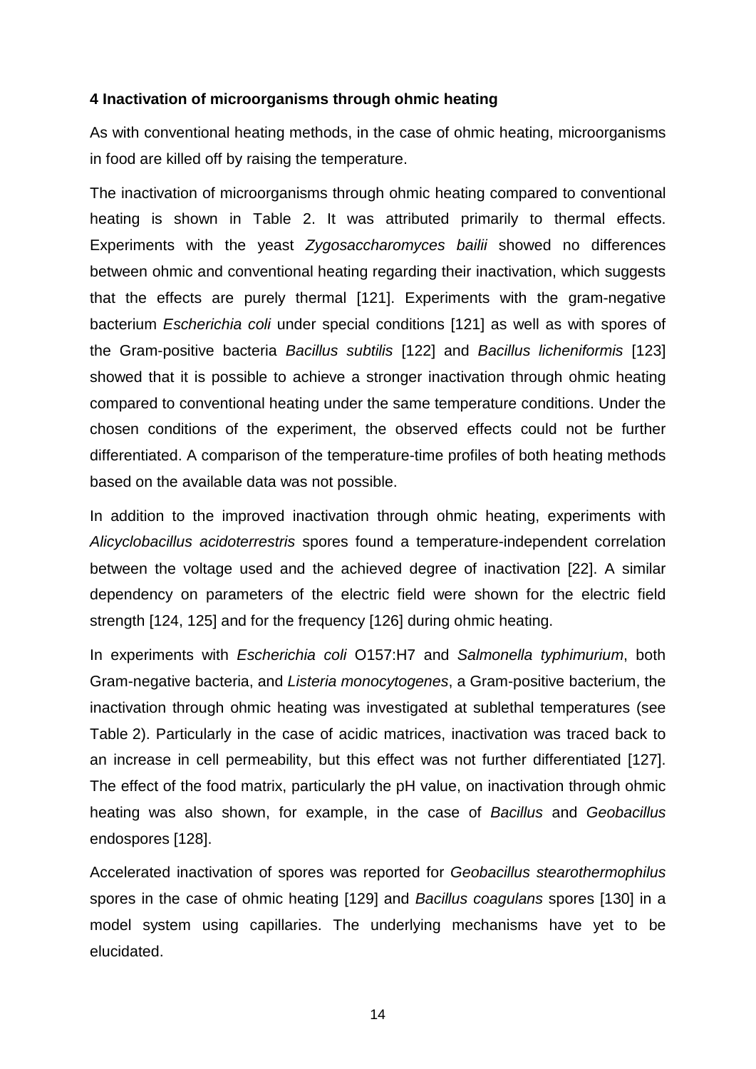### 4 Inactivation of microorganisms through ohmic heating

As with conventional heating methods, in the case of ohmic heating, microorganisms in food are killed off by raising the temperature.

The inactivation of microorganisms through ohmic heating compared to conventional heating is shown in Table 2. It was attributed primarily to thermal effects. Experiments with the yeast *Zygosaccharomyces bailii* showed no differences between ohmic and conventional heating regarding their inactivation, which suggests that the effects are purely thermal [121]. Experiments with the gram-negative bacterium *Escherichia coli* under special conditions [121] as well as with spores of the Gram-positive bacteria *Bacillus subtilis* [122] and *Bacillus licheniformis* [123] showed that it is possible to achieve a stronger inactivation through ohmic heating compared to conventional heating under the same temperature conditions. Under the chosen conditions of the experiment, the observed effects could not be further differentiated. A comparison of the temperature-time profiles of both heating methods based on the available data was not possible.

In addition to the improved inactivation through ohmic heating, experiments with *Alicyclobacillus acidoterrestris* spores found a temperature-independent correlation between the voltage used and the achieved degree of inactivation [22]. A similar dependency on parameters of the electric field were shown for the electric field strength [124, 125] and for the frequency [126] during ohmic heating.

In experiments with *Escherichia coli* O157:H7 and *Salmonella typhimurium*, both Gram-negative bacteria, and *Listeria monocytogenes*, a Gram-positive bacterium, the inactivation through ohmic heating was investigated at sublethal temperatures (see Table 2). Particularly in the case of acidic matrices, inactivation was traced back to an increase in cell permeability, but this effect was not further differentiated [127]. The effect of the food matrix, particularly the pH value, on inactivation through ohmic heating was also shown, for example, in the case of *Bacillus* and *Geobacillus* endospores [128].

Accelerated inactivation of spores was reported for *Geobacillus stearothermophilus* spores in the case of ohmic heating [129] and *Bacillus coagulans* spores [130] in a model system using capillaries. The underlying mechanisms have yet to be elucidated.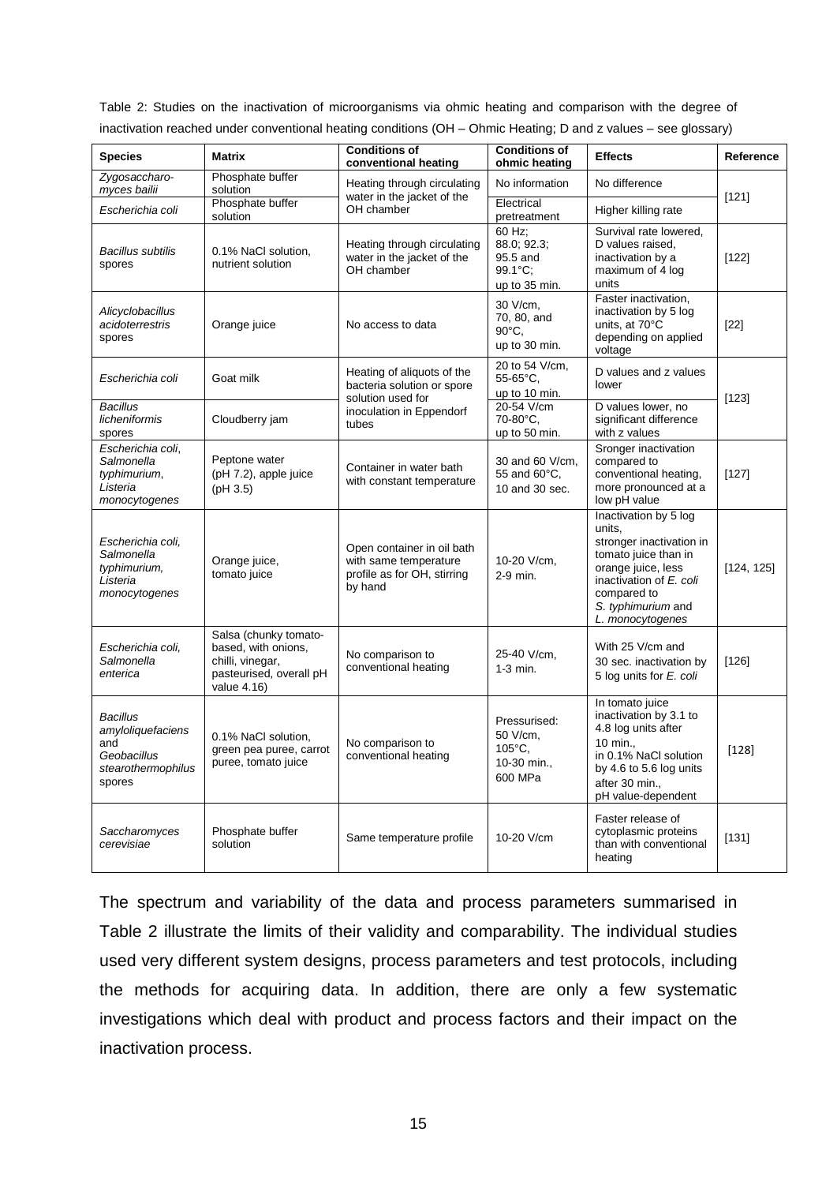Table 2: Studies on the inactivation of microorganisms via ohmic heating and comparison with the degree of inactivation reached under conventional heating conditions (OH – Ohmic Heating; D and z values – see glossary)

| Species | Matrix | Conditions of conventional heating | Conditions of ohmic heating | Effects | Reference |
|---|---|---|---|---|---|
| *Zygosaccharo-myces bailii* | Phosphate buffer solution | Heating through circulating water in the jacket of the OH chamber | No information | No difference | [121] |
| *Escherichia coli* | Phosphate buffer solution | | Electrical pretreatment | Higher killing rate | |
| *Bacillus subtilis* spores | 0.1% NaCl solution, nutrient solution | Heating through circulating water in the jacket of the OH chamber | 60 Hz; 88.0; 92.3; 95.5 and 99.1°C; up to 35 min. | Survival rate lowered, D values raised, inactivation by a maximum of 4 log units | [122] |
| *Alicyclobacillus acidoterrestris* spores | Orange juice | No access to data | 30 V/cm, 70, 80, and 90°C, up to 30 min. | Faster inactivation, inactivation by 5 log units, at 70°C depending on applied voltage | [22] |
| *Escherichia coli* | Goat milk | Heating of aliquots of the bacteria solution or spore solution used for inoculation in Eppendorf tubes | 20 to 54 V/cm, 55-65°C, up to 10 min. | D values and z values lower | [123] |
| *Bacillus licheniformis* spores | Cloudberry jam | | 20-54 V/cm 70-80°C, up to 50 min. | D values lower, no significant difference with z values | |
| *Escherichia coli*, *Salmonella typhimurium*, *Listeria monocytogenes* | Peptone water (pH 7.2), apple juice (pH 3.5) | Container in water bath with constant temperature | 30 and 60 V/cm, 55 and 60°C, 10 and 30 sec. | Sronger inactivation compared to conventional heating, more pronounced at a low pH value | [127] |
| *Escherichia coli, Salmonella typhimurium, Listeria monocytogenes* | Orange juice, tomato juice | Open container in oil bath with same temperature profile as for OH, stirring by hand | 10-20 V/cm, 2-9 min. | Inactivation by 5 log units, stronger inactivation in tomato juice than in orange juice, less inactivation of *E. coli* compared to *S. typhimurium* and *L. monocytogenes* | [124, 125] |
| *Escherichia coli, Salmonella enterica* | Salsa (chunky tomato-based, with onions, chilli, vinegar, pasteurised, overall pH value 4.16) | No comparison to conventional heating | 25-40 V/cm, 1-3 min. | With 25 V/cm and 30 sec. inactivation by 5 log units for *E. coli* | [126] |
| *Bacillus amyloliquefaciens* and *Geobacillus stearothermophilus* spores | 0.1% NaCl solution, green pea puree, carrot puree, tomato juice | No comparison to conventional heating | Pressurised: 50 V/cm, 105°C, 10-30 min., 600 MPa | In tomato juice inactivation by 3.1 to 4.8 log units after 10 min., in 0.1% NaCl solution by 4.6 to 5.6 log units after 30 min., pH value-dependent | [128] |
| *Saccharomyces cerevisiae* | Phosphate buffer solution | Same temperature profile | 10-20 V/cm | Faster release of cytoplasmic proteins than with conventional heating | [131] |

The spectrum and variability of the data and process parameters summarised in Table 2 illustrate the limits of their validity and comparability. The individual studies used very different system designs, process parameters and test protocols, including the methods for acquiring data. In addition, there are only a few systematic investigations which deal with product and process factors and their impact on the inactivation process.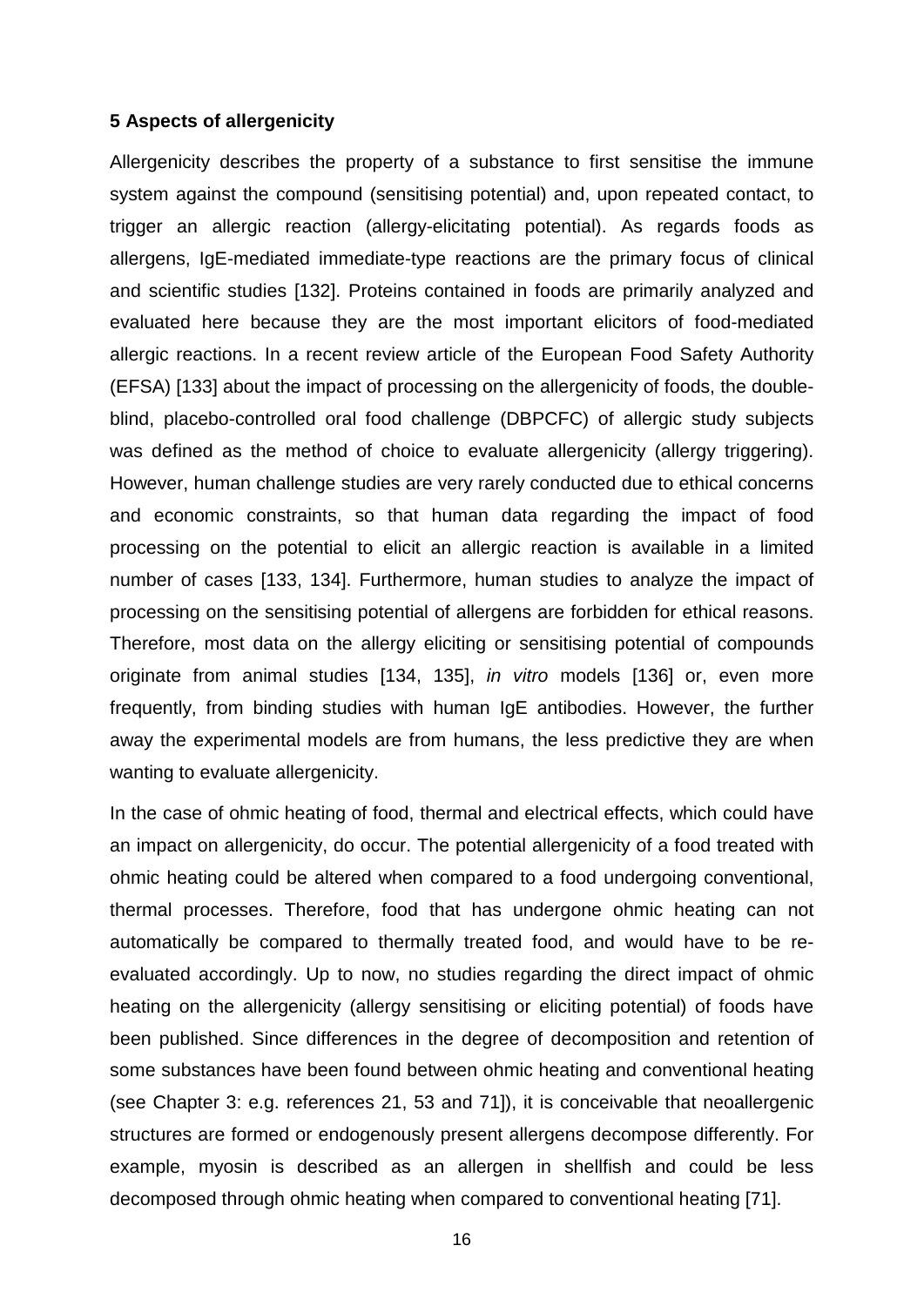**5 Aspects of allergenicity**

Allergenicity describes the property of a substance to first sensitise the immune system against the compound (sensitising potential) and, upon repeated contact, to trigger an allergic reaction (allergy-elicitating potential). As regards foods as allergens, IgE-mediated immediate-type reactions are the primary focus of clinical and scientific studies [132]. Proteins contained in foods are primarily analyzed and evaluated here because they are the most important elicitors of food-mediated allergic reactions. In a recent review article of the European Food Safety Authority (EFSA) [133] about the impact of processing on the allergenicity of foods, the double-blind, placebo-controlled oral food challenge (DBPCFC) of allergic study subjects was defined as the method of choice to evaluate allergenicity (allergy triggering). However, human challenge studies are very rarely conducted due to ethical concerns and economic constraints, so that human data regarding the impact of food processing on the potential to elicit an allergic reaction is available in a limited number of cases [133, 134]. Furthermore, human studies to analyze the impact of processing on the sensitising potential of allergens are forbidden for ethical reasons. Therefore, most data on the allergy eliciting or sensitising potential of compounds originate from animal studies [134, 135], *in vitro* models [136] or, even more frequently, from binding studies with human IgE antibodies. However, the further away the experimental models are from humans, the less predictive they are when wanting to evaluate allergenicity.

In the case of ohmic heating of food, thermal and electrical effects, which could have an impact on allergenicity, do occur. The potential allergenicity of a food treated with ohmic heating could be altered when compared to a food undergoing conventional, thermal processes. Therefore, food that has undergone ohmic heating can not automatically be compared to thermally treated food, and would have to be re-evaluated accordingly. Up to now, no studies regarding the direct impact of ohmic heating on the allergenicity (allergy sensitising or eliciting potential) of foods have been published. Since differences in the degree of decomposition and retention of some substances have been found between ohmic heating and conventional heating (see Chapter 3: e.g. references 21, 53 and 71]), it is conceivable that neoallergenic structures are formed or endogenously present allergens decompose differently. For example, myosin is described as an allergen in shellfish and could be less decomposed through ohmic heating when compared to conventional heating [71].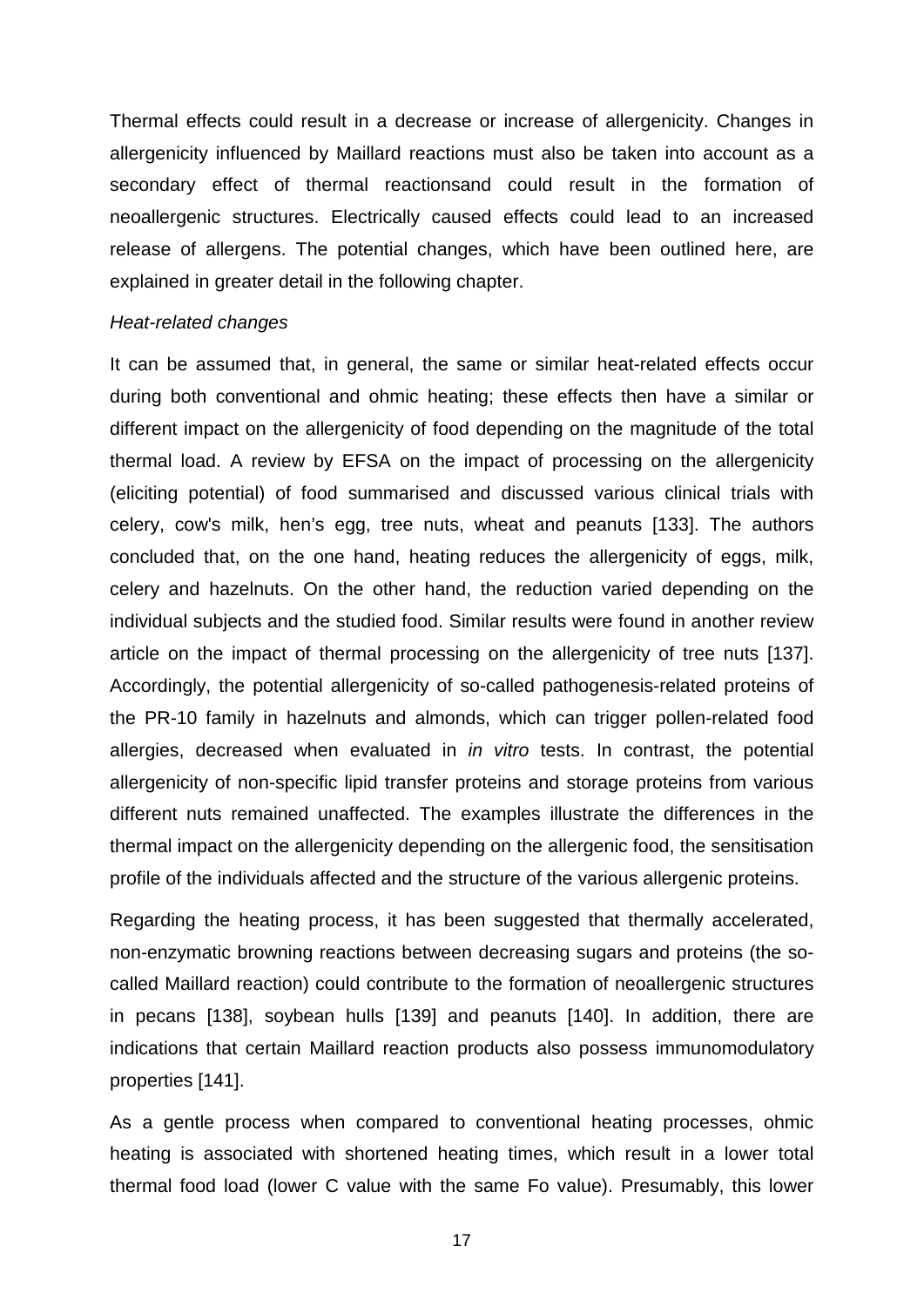Thermal effects could result in a decrease or increase of allergenicity. Changes in allergenicity influenced by Maillard reactions must also be taken into account as a secondary effect of thermal reactionsand could result in the formation of neoallergenic structures. Electrically caused effects could lead to an increased release of allergens. The potential changes, which have been outlined here, are explained in greater detail in the following chapter.

*Heat-related changes*

It can be assumed that, in general, the same or similar heat-related effects occur during both conventional and ohmic heating; these effects then have a similar or different impact on the allergenicity of food depending on the magnitude of the total thermal load. A review by EFSA on the impact of processing on the allergenicity (eliciting potential) of food summarised and discussed various clinical trials with celery, cow's milk, hen's egg, tree nuts, wheat and peanuts [133]. The authors concluded that, on the one hand, heating reduces the allergenicity of eggs, milk, celery and hazelnuts. On the other hand, the reduction varied depending on the individual subjects and the studied food. Similar results were found in another review article on the impact of thermal processing on the allergenicity of tree nuts [137]. Accordingly, the potential allergenicity of so-called pathogenesis-related proteins of the PR-10 family in hazelnuts and almonds, which can trigger pollen-related food allergies, decreased when evaluated in *in vitro* tests. In contrast, the potential allergenicity of non-specific lipid transfer proteins and storage proteins from various different nuts remained unaffected. The examples illustrate the differences in the thermal impact on the allergenicity depending on the allergenic food, the sensitisation profile of the individuals affected and the structure of the various allergenic proteins.

Regarding the heating process, it has been suggested that thermally accelerated, non-enzymatic browning reactions between decreasing sugars and proteins (the so-called Maillard reaction) could contribute to the formation of neoallergenic structures in pecans [138], soybean hulls [139] and peanuts [140]. In addition, there are indications that certain Maillard reaction products also possess immunomodulatory properties [141].

As a gentle process when compared to conventional heating processes, ohmic heating is associated with shortened heating times, which result in a lower total thermal food load (lower C value with the same Fo value). Presumably, this lower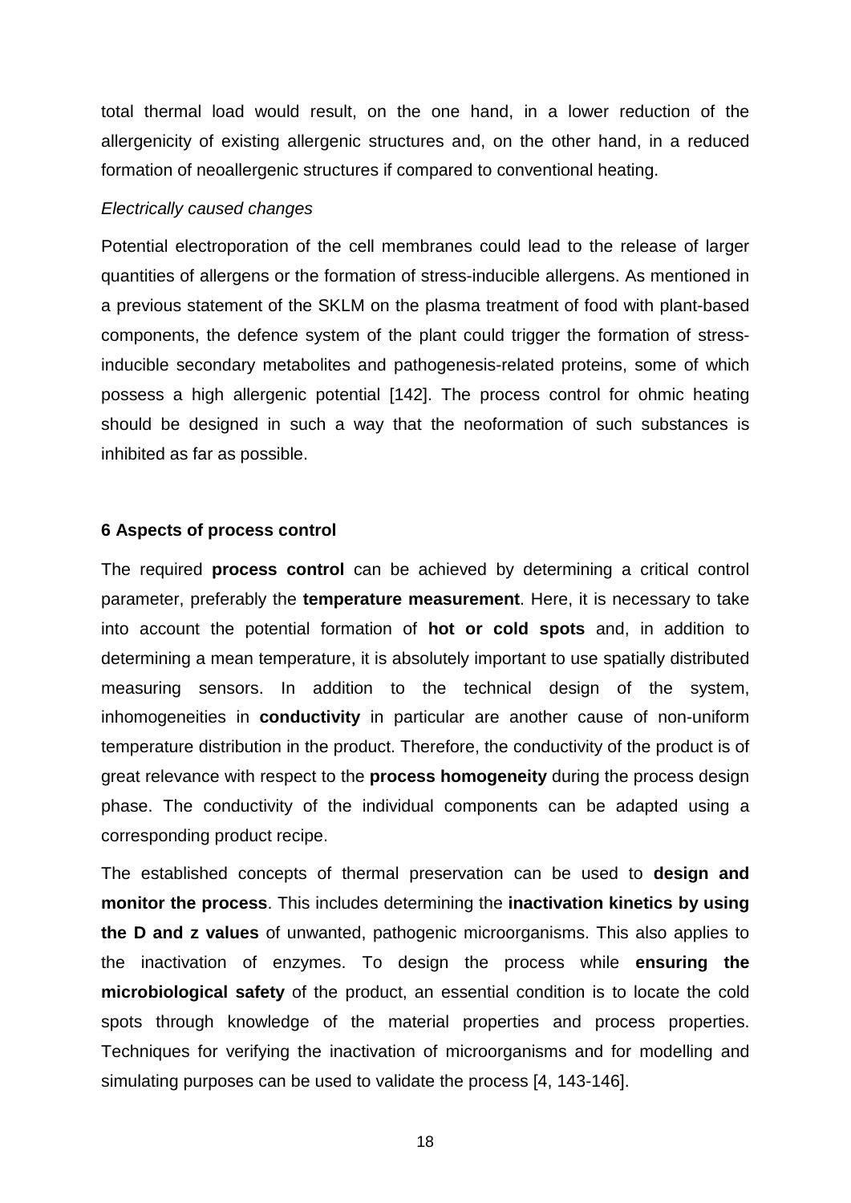total thermal load would result, on the one hand, in a lower reduction of the allergenicity of existing allergenic structures and, on the other hand, in a reduced formation of neoallergenic structures if compared to conventional heating.

*Electrically caused changes*

Potential electroporation of the cell membranes could lead to the release of larger quantities of allergens or the formation of stress-inducible allergens. As mentioned in a previous statement of the SKLM on the plasma treatment of food with plant-based components, the defence system of the plant could trigger the formation of stress-inducible secondary metabolites and pathogenesis-related proteins, some of which possess a high allergenic potential [142]. The process control for ohmic heating should be designed in such a way that the neoformation of such substances is inhibited as far as possible.

## 6 Aspects of process control

The required **process control** can be achieved by determining a critical control parameter, preferably the **temperature measurement**. Here, it is necessary to take into account the potential formation of **hot or cold spots** and, in addition to determining a mean temperature, it is absolutely important to use spatially distributed measuring sensors. In addition to the technical design of the system, inhomogeneities in **conductivity** in particular are another cause of non-uniform temperature distribution in the product. Therefore, the conductivity of the product is of great relevance with respect to the **process homogeneity** during the process design phase. The conductivity of the individual components can be adapted using a corresponding product recipe.

The established concepts of thermal preservation can be used to **design and monitor the process**. This includes determining the **inactivation kinetics by using the D and z values** of unwanted, pathogenic microorganisms. This also applies to the inactivation of enzymes. To design the process while **ensuring the microbiological safety** of the product, an essential condition is to locate the cold spots through knowledge of the material properties and process properties. Techniques for verifying the inactivation of microorganisms and for modelling and simulating purposes can be used to validate the process [4, 143-146].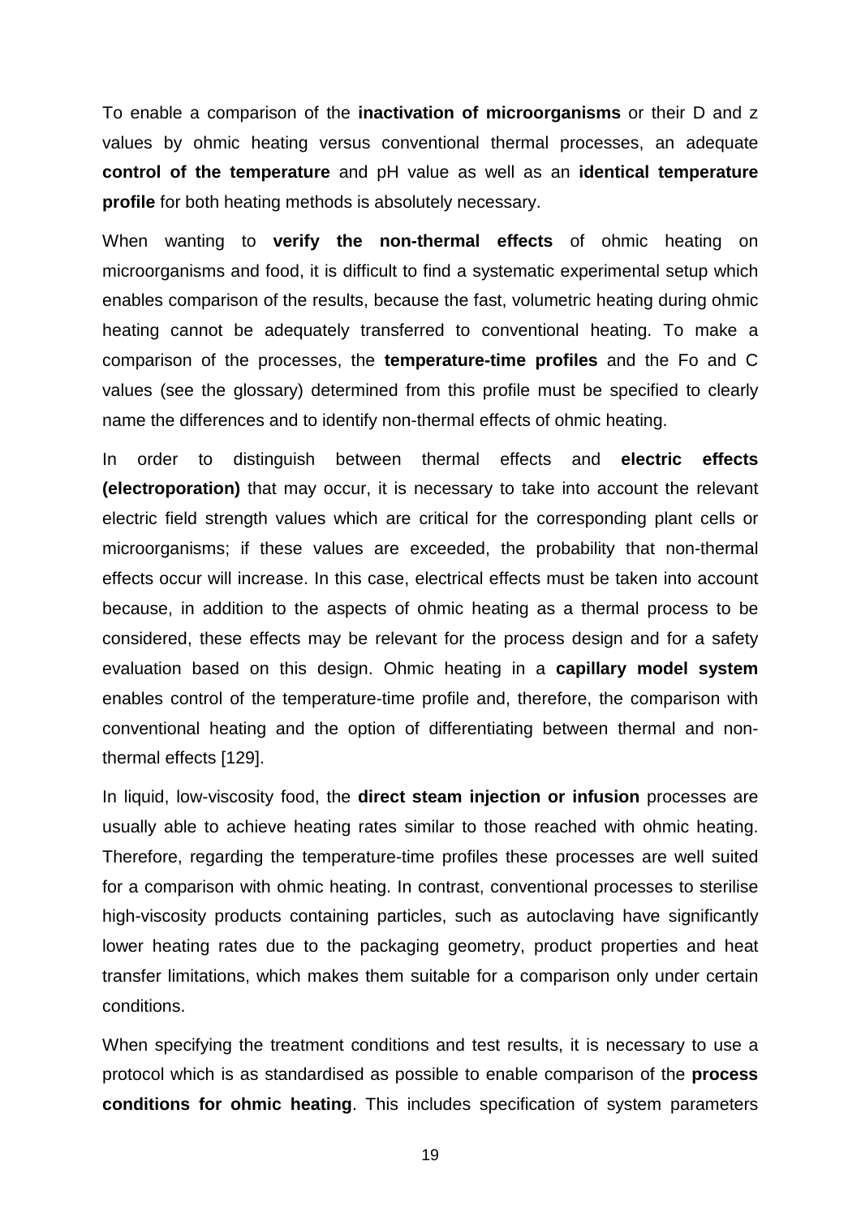To enable a comparison of the **inactivation of microorganisms** or their D and z values by ohmic heating versus conventional thermal processes, an adequate **control of the temperature** and pH value as well as an **identical temperature profile** for both heating methods is absolutely necessary.

When wanting to **verify the non-thermal effects** of ohmic heating on microorganisms and food, it is difficult to find a systematic experimental setup which enables comparison of the results, because the fast, volumetric heating during ohmic heating cannot be adequately transferred to conventional heating. To make a comparison of the processes, the **temperature-time profiles** and the Fo and C values (see the glossary) determined from this profile must be specified to clearly name the differences and to identify non-thermal effects of ohmic heating.

In order to distinguish between thermal effects and **electric effects (electroporation)** that may occur, it is necessary to take into account the relevant electric field strength values which are critical for the corresponding plant cells or microorganisms; if these values are exceeded, the probability that non-thermal effects occur will increase. In this case, electrical effects must be taken into account because, in addition to the aspects of ohmic heating as a thermal process to be considered, these effects may be relevant for the process design and for a safety evaluation based on this design. Ohmic heating in a **capillary model system** enables control of the temperature-time profile and, therefore, the comparison with conventional heating and the option of differentiating between thermal and non-thermal effects [129].

In liquid, low-viscosity food, the **direct steam injection or infusion** processes are usually able to achieve heating rates similar to those reached with ohmic heating. Therefore, regarding the temperature-time profiles these processes are well suited for a comparison with ohmic heating. In contrast, conventional processes to sterilise high-viscosity products containing particles, such as autoclaving have significantly lower heating rates due to the packaging geometry, product properties and heat transfer limitations, which makes them suitable for a comparison only under certain conditions.

When specifying the treatment conditions and test results, it is necessary to use a protocol which is as standardised as possible to enable comparison of the **process conditions for ohmic heating**. This includes specification of system parameters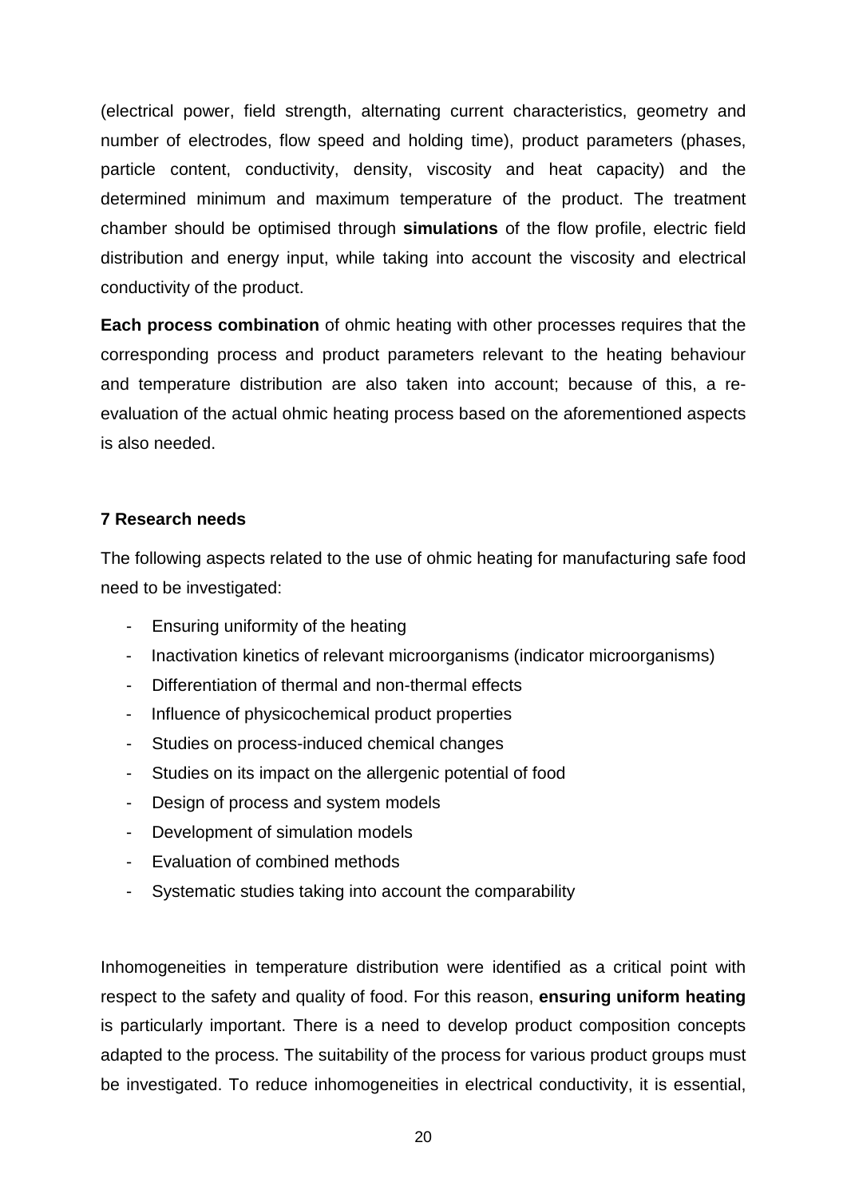(electrical power, field strength, alternating current characteristics, geometry and number of electrodes, flow speed and holding time), product parameters (phases, particle content, conductivity, density, viscosity and heat capacity) and the determined minimum and maximum temperature of the product. The treatment chamber should be optimised through **simulations** of the flow profile, electric field distribution and energy input, while taking into account the viscosity and electrical conductivity of the product.

**Each process combination** of ohmic heating with other processes requires that the corresponding process and product parameters relevant to the heating behaviour and temperature distribution are also taken into account; because of this, a re-evaluation of the actual ohmic heating process based on the aforementioned aspects is also needed.

## 7 Research needs

The following aspects related to the use of ohmic heating for manufacturing safe food need to be investigated:

- Ensuring uniformity of the heating
- Inactivation kinetics of relevant microorganisms (indicator microorganisms)
- Differentiation of thermal and non-thermal effects
- Influence of physicochemical product properties
- Studies on process-induced chemical changes
- Studies on its impact on the allergenic potential of food
- Design of process and system models
- Development of simulation models
- Evaluation of combined methods
- Systematic studies taking into account the comparability

Inhomogeneities in temperature distribution were identified as a critical point with respect to the safety and quality of food. For this reason, **ensuring uniform heating** is particularly important. There is a need to develop product composition concepts adapted to the process. The suitability of the process for various product groups must be investigated. To reduce inhomogeneities in electrical conductivity, it is essential,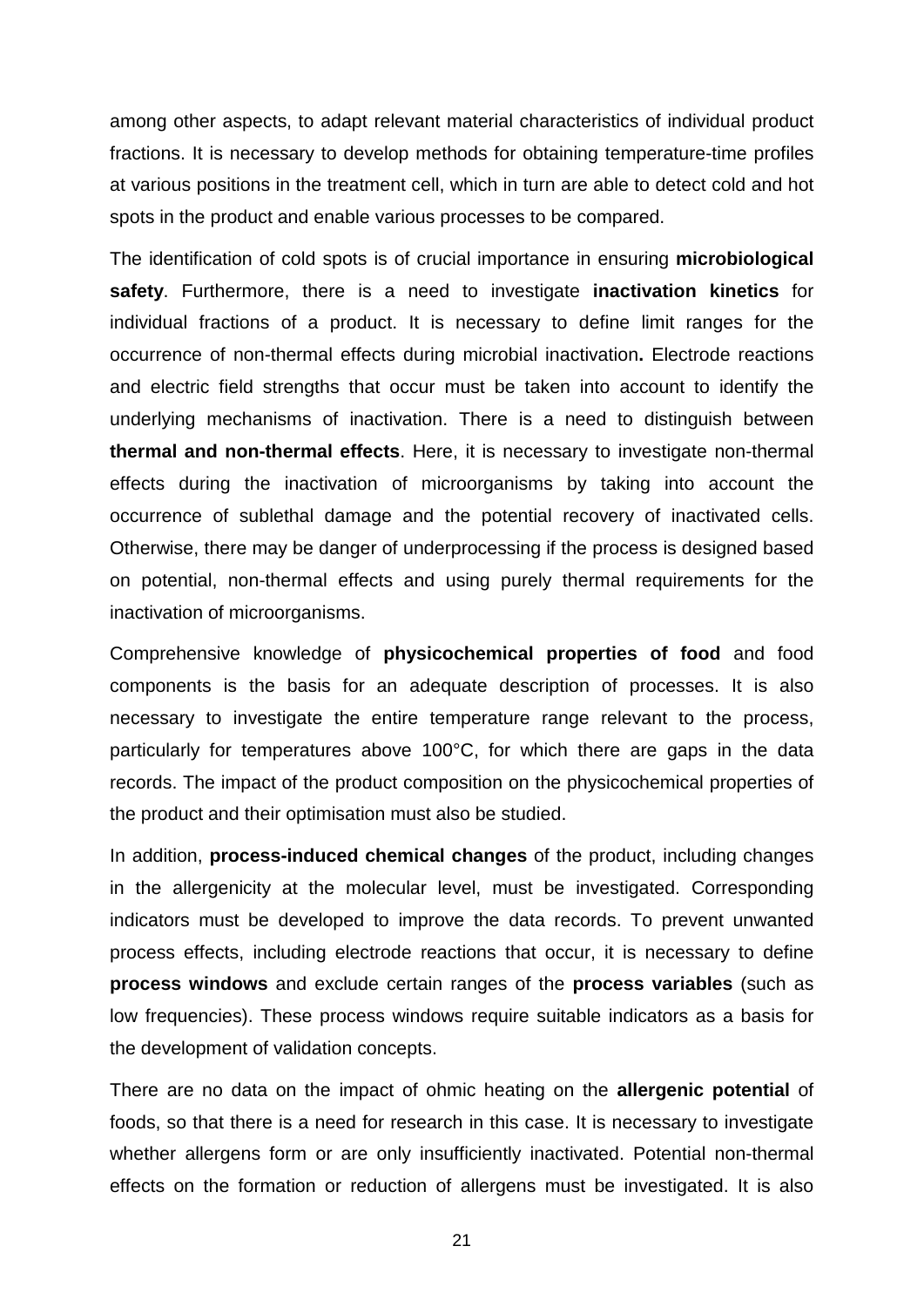among other aspects, to adapt relevant material characteristics of individual product fractions. It is necessary to develop methods for obtaining temperature-time profiles at various positions in the treatment cell, which in turn are able to detect cold and hot spots in the product and enable various processes to be compared.

The identification of cold spots is of crucial importance in ensuring **microbiological safety**. Furthermore, there is a need to investigate **inactivation kinetics** for individual fractions of a product. It is necessary to define limit ranges for the occurrence of non-thermal effects during microbial inactivation**.** Electrode reactions and electric field strengths that occur must be taken into account to identify the underlying mechanisms of inactivation. There is a need to distinguish between **thermal and non-thermal effects**. Here, it is necessary to investigate non-thermal effects during the inactivation of microorganisms by taking into account the occurrence of sublethal damage and the potential recovery of inactivated cells. Otherwise, there may be danger of underprocessing if the process is designed based on potential, non-thermal effects and using purely thermal requirements for the inactivation of microorganisms.

Comprehensive knowledge of **physicochemical properties of food** and food components is the basis for an adequate description of processes. It is also necessary to investigate the entire temperature range relevant to the process, particularly for temperatures above 100°C, for which there are gaps in the data records. The impact of the product composition on the physicochemical properties of the product and their optimisation must also be studied.

In addition, **process-induced chemical changes** of the product, including changes in the allergenicity at the molecular level, must be investigated. Corresponding indicators must be developed to improve the data records. To prevent unwanted process effects, including electrode reactions that occur, it is necessary to define **process windows** and exclude certain ranges of the **process variables** (such as low frequencies). These process windows require suitable indicators as a basis for the development of validation concepts.

There are no data on the impact of ohmic heating on the **allergenic potential** of foods, so that there is a need for research in this case. It is necessary to investigate whether allergens form or are only insufficiently inactivated. Potential non-thermal effects on the formation or reduction of allergens must be investigated. It is also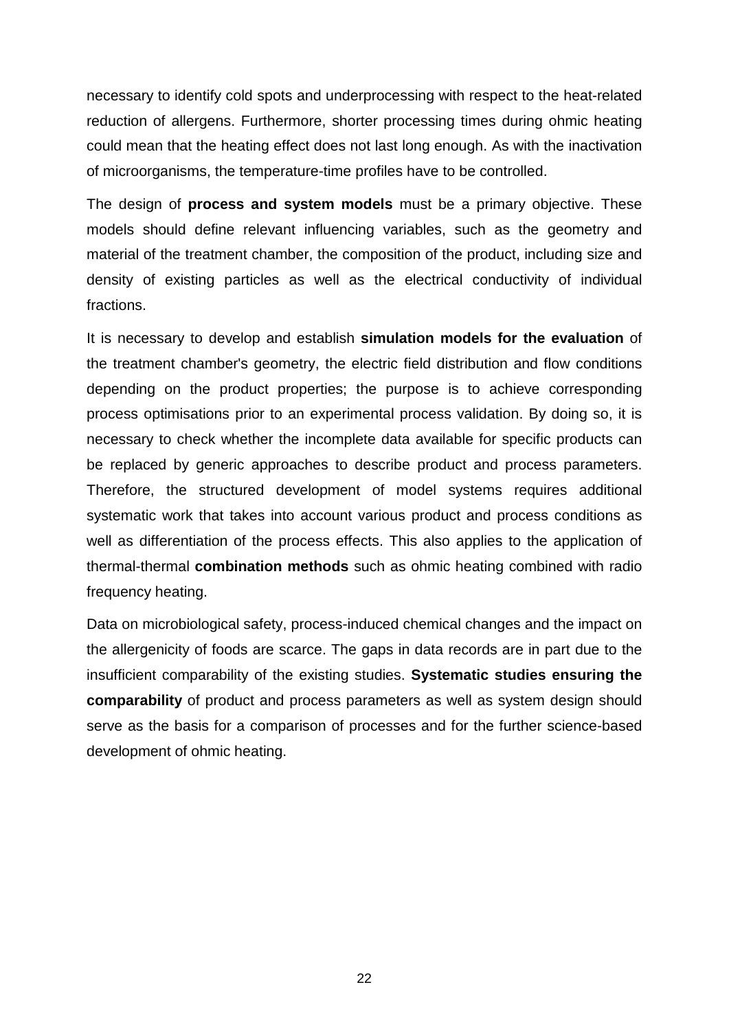necessary to identify cold spots and underprocessing with respect to the heat-related reduction of allergens. Furthermore, shorter processing times during ohmic heating could mean that the heating effect does not last long enough. As with the inactivation of microorganisms, the temperature-time profiles have to be controlled.

The design of **process and system models** must be a primary objective. These models should define relevant influencing variables, such as the geometry and material of the treatment chamber, the composition of the product, including size and density of existing particles as well as the electrical conductivity of individual fractions.

It is necessary to develop and establish **simulation models for the evaluation** of the treatment chamber's geometry, the electric field distribution and flow conditions depending on the product properties; the purpose is to achieve corresponding process optimisations prior to an experimental process validation. By doing so, it is necessary to check whether the incomplete data available for specific products can be replaced by generic approaches to describe product and process parameters. Therefore, the structured development of model systems requires additional systematic work that takes into account various product and process conditions as well as differentiation of the process effects. This also applies to the application of thermal-thermal **combination methods** such as ohmic heating combined with radio frequency heating.

Data on microbiological safety, process-induced chemical changes and the impact on the allergenicity of foods are scarce. The gaps in data records are in part due to the insufficient comparability of the existing studies. **Systematic studies ensuring the comparability** of product and process parameters as well as system design should serve as the basis for a comparison of processes and for the further science-based development of ohmic heating.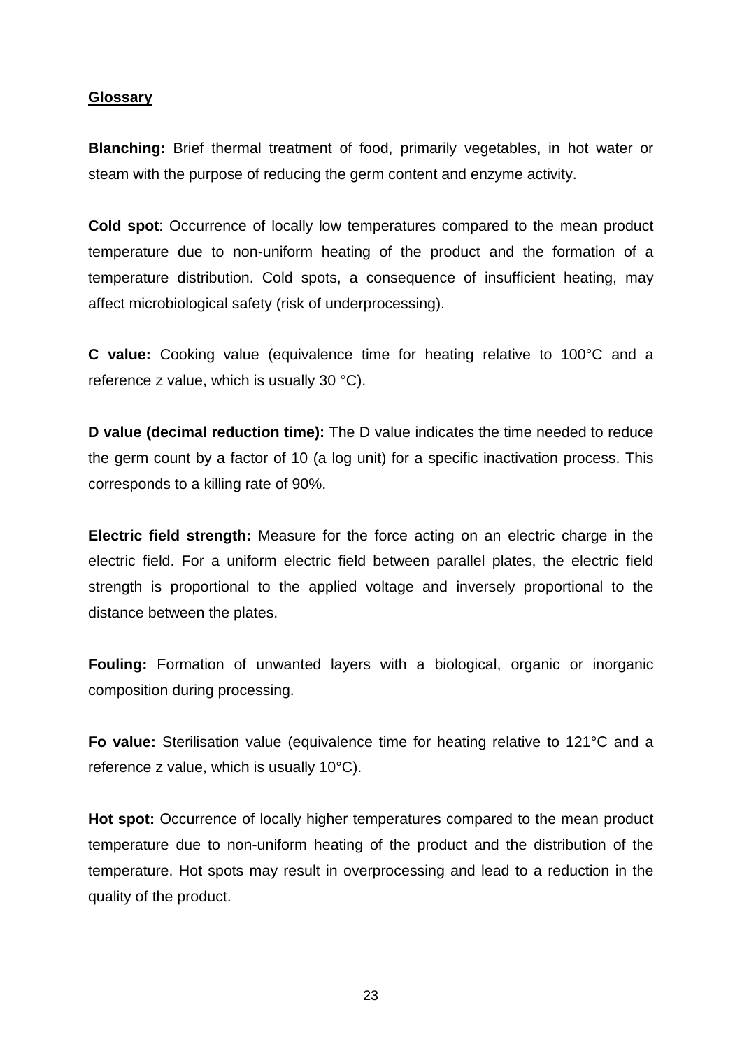## Glossary

**Blanching:** Brief thermal treatment of food, primarily vegetables, in hot water or steam with the purpose of reducing the germ content and enzyme activity.

**Cold spot**: Occurrence of locally low temperatures compared to the mean product temperature due to non-uniform heating of the product and the formation of a temperature distribution. Cold spots, a consequence of insufficient heating, may affect microbiological safety (risk of underprocessing).

**C value:** Cooking value (equivalence time for heating relative to 100°C and a reference z value, which is usually 30 °C).

**D value (decimal reduction time):** The D value indicates the time needed to reduce the germ count by a factor of 10 (a log unit) for a specific inactivation process. This corresponds to a killing rate of 90%.

**Electric field strength:** Measure for the force acting on an electric charge in the electric field. For a uniform electric field between parallel plates, the electric field strength is proportional to the applied voltage and inversely proportional to the distance between the plates.

**Fouling:** Formation of unwanted layers with a biological, organic or inorganic composition during processing.

**Fo value:** Sterilisation value (equivalence time for heating relative to 121°C and a reference z value, which is usually 10°C).

**Hot spot:** Occurrence of locally higher temperatures compared to the mean product temperature due to non-uniform heating of the product and the distribution of the temperature. Hot spots may result in overprocessing and lead to a reduction in the quality of the product.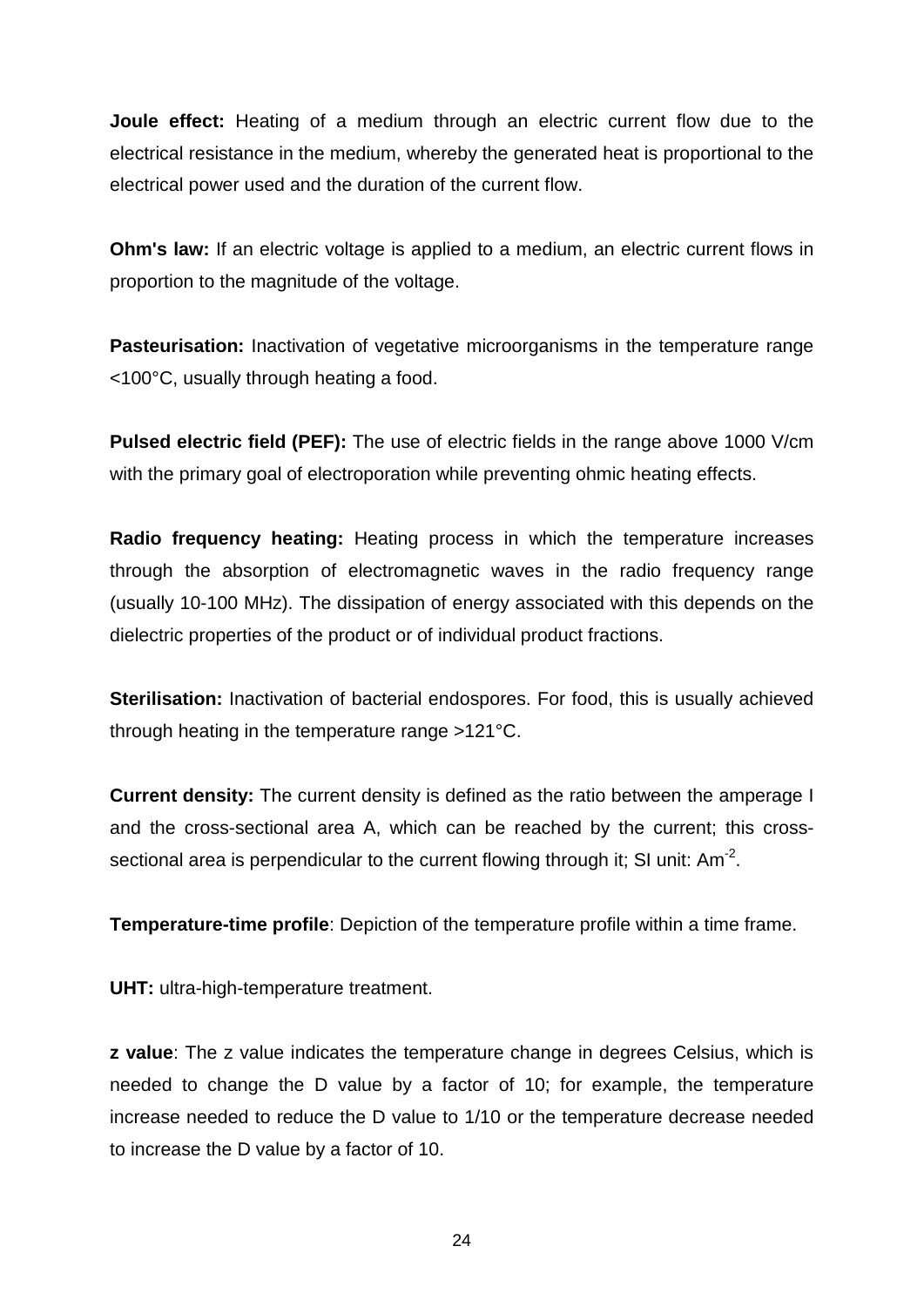**Joule effect:** Heating of a medium through an electric current flow due to the electrical resistance in the medium, whereby the generated heat is proportional to the electrical power used and the duration of the current flow.

**Ohm's law:** If an electric voltage is applied to a medium, an electric current flows in proportion to the magnitude of the voltage.

**Pasteurisation:** Inactivation of vegetative microorganisms in the temperature range <100°C, usually through heating a food.

**Pulsed electric field (PEF):** The use of electric fields in the range above 1000 V/cm with the primary goal of electroporation while preventing ohmic heating effects.

**Radio frequency heating:** Heating process in which the temperature increases through the absorption of electromagnetic waves in the radio frequency range (usually 10-100 MHz). The dissipation of energy associated with this depends on the dielectric properties of the product or of individual product fractions.

**Sterilisation:** Inactivation of bacterial endospores. For food, this is usually achieved through heating in the temperature range >121°C.

**Current density:** The current density is defined as the ratio between the amperage I and the cross-sectional area A, which can be reached by the current; this cross-sectional area is perpendicular to the current flowing through it; SI unit: $Am^{-2}$.

**Temperature-time profile**: Depiction of the temperature profile within a time frame.

**UHT:** ultra-high-temperature treatment.

**z value**: The z value indicates the temperature change in degrees Celsius, which is needed to change the D value by a factor of 10; for example, the temperature increase needed to reduce the D value to 1/10 or the temperature decrease needed to increase the D value by a factor of 10.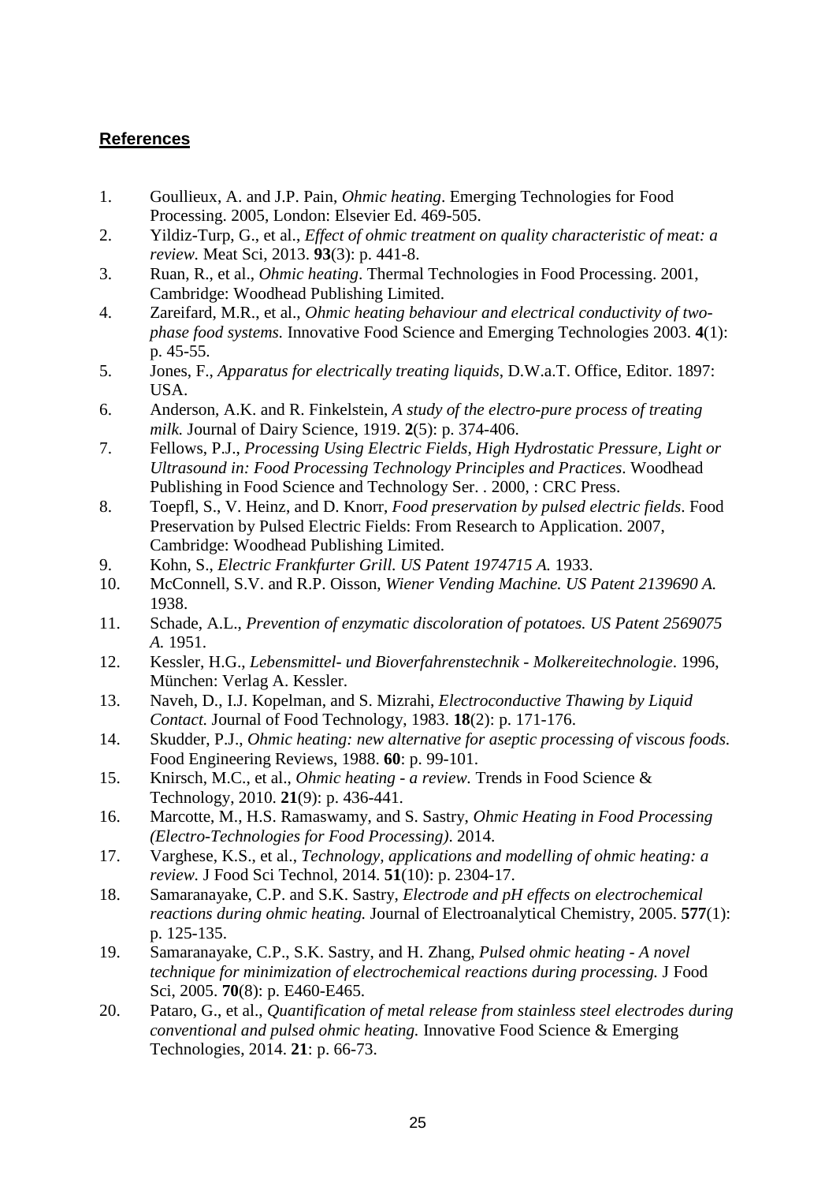## References

1. Goullieux, A. and J.P. Pain, *Ohmic heating*. Emerging Technologies for Food Processing. 2005, London: Elsevier Ed. 469-505.
2. Yildiz-Turp, G., et al., *Effect of ohmic treatment on quality characteristic of meat: a review.* Meat Sci, 2013. **93**(3): p. 441-8.
3. Ruan, R., et al., *Ohmic heating*. Thermal Technologies in Food Processing. 2001, Cambridge: Woodhead Publishing Limited.
4. Zareifard, M.R., et al., *Ohmic heating behaviour and electrical conductivity of two-phase food systems.* Innovative Food Science and Emerging Technologies 2003. **4**(1): p. 45-55.
5. Jones, F., *Apparatus for electrically treating liquids*, D.W.a.T. Office, Editor. 1897: USA.
6. Anderson, A.K. and R. Finkelstein, *A study of the electro-pure process of treating milk.* Journal of Dairy Science, 1919. **2**(5): p. 374-406.
7. Fellows, P.J., *Processing Using Electric Fields, High Hydrostatic Pressure, Light or Ultrasound in: Food Processing Technology Principles and Practices*. Woodhead Publishing in Food Science and Technology Ser. . 2000, : CRC Press.
8. Toepfl, S., V. Heinz, and D. Knorr, *Food preservation by pulsed electric fields*. Food Preservation by Pulsed Electric Fields: From Research to Application. 2007, Cambridge: Woodhead Publishing Limited.
9. Kohn, S., *Electric Frankfurter Grill. US Patent 1974715 A.* 1933.
10. McConnell, S.V. and R.P. Oisson, *Wiener Vending Machine. US Patent 2139690 A.* 1938.
11. Schade, A.L., *Prevention of enzymatic discoloration of potatoes. US Patent 2569075 A.* 1951.
12. Kessler, H.G., *Lebensmittel- und Bioverfahrenstechnik - Molkereitechnologie*. 1996, München: Verlag A. Kessler.
13. Naveh, D., I.J. Kopelman, and S. Mizrahi, *Electroconductive Thawing by Liquid Contact.* Journal of Food Technology, 1983. **18**(2): p. 171-176.
14. Skudder, P.J., *Ohmic heating: new alternative for aseptic processing of viscous foods.* Food Engineering Reviews, 1988. **60**: p. 99-101.
15. Knirsch, M.C., et al., *Ohmic heating - a review.* Trends in Food Science & Technology, 2010. **21**(9): p. 436-441.
16. Marcotte, M., H.S. Ramaswamy, and S. Sastry, *Ohmic Heating in Food Processing (Electro-Technologies for Food Processing)*. 2014.
17. Varghese, K.S., et al., *Technology, applications and modelling of ohmic heating: a review.* J Food Sci Technol, 2014. **51**(10): p. 2304-17.
18. Samaranayake, C.P. and S.K. Sastry, *Electrode and pH effects on electrochemical reactions during ohmic heating.* Journal of Electroanalytical Chemistry, 2005. **577**(1): p. 125-135.
19. Samaranayake, C.P., S.K. Sastry, and H. Zhang, *Pulsed ohmic heating - A novel technique for minimization of electrochemical reactions during processing.* J Food Sci, 2005. **70**(8): p. E460-E465.
20. Pataro, G., et al., *Quantification of metal release from stainless steel electrodes during conventional and pulsed ohmic heating.* Innovative Food Science & Emerging Technologies, 2014. **21**: p. 66-73.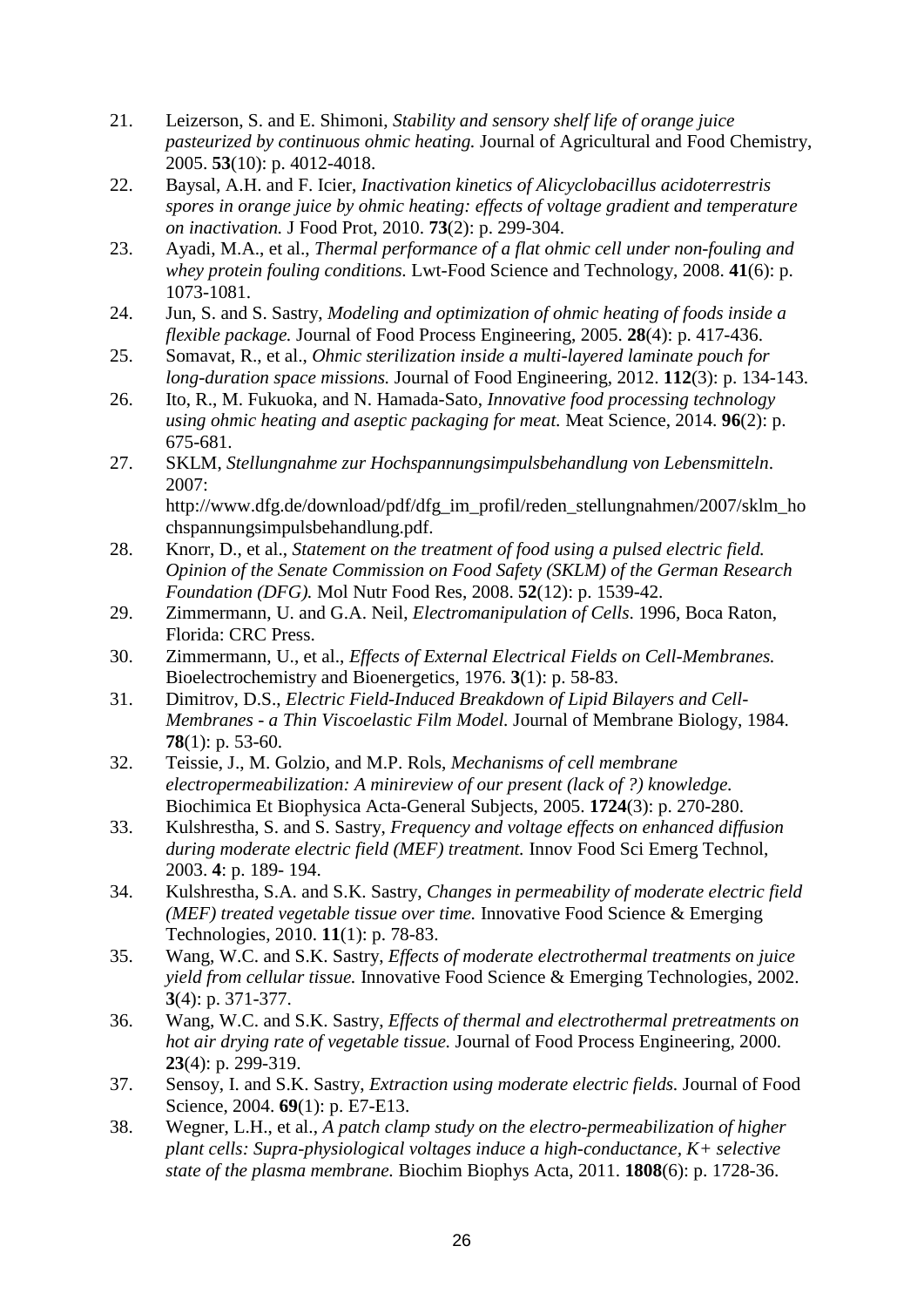21. Leizerson, S. and E. Shimoni, *Stability and sensory shelf life of orange juice pasteurized by continuous ohmic heating.* Journal of Agricultural and Food Chemistry, 2005. **53**(10): p. 4012-4018.
22. Baysal, A.H. and F. Icier, *Inactivation kinetics of Alicyclobacillus acidoterrestris spores in orange juice by ohmic heating: effects of voltage gradient and temperature on inactivation.* J Food Prot, 2010. **73**(2): p. 299-304.
23. Ayadi, M.A., et al., *Thermal performance of a flat ohmic cell under non-fouling and whey protein fouling conditions.* Lwt-Food Science and Technology, 2008. **41**(6): p. 1073-1081.
24. Jun, S. and S. Sastry, *Modeling and optimization of ohmic heating of foods inside a flexible package.* Journal of Food Process Engineering, 2005. **28**(4): p. 417-436.
25. Somavat, R., et al., *Ohmic sterilization inside a multi-layered laminate pouch for long-duration space missions.* Journal of Food Engineering, 2012. **112**(3): p. 134-143.
26. Ito, R., M. Fukuoka, and N. Hamada-Sato, *Innovative food processing technology using ohmic heating and aseptic packaging for meat.* Meat Science, 2014. **96**(2): p. 675-681.
27. SKLM, *Stellungnahme zur Hochspannungsimpulsbehandlung von Lebensmitteln*. 2007: http://www.dfg.de/download/pdf/dfg_im_profil/reden_stellungnahmen/2007/sklm_hochspannungsimpulsbehandlung.pdf.
28. Knorr, D., et al., *Statement on the treatment of food using a pulsed electric field. Opinion of the Senate Commission on Food Safety (SKLM) of the German Research Foundation (DFG).* Mol Nutr Food Res, 2008. **52**(12): p. 1539-42.
29. Zimmermann, U. and G.A. Neil, *Electromanipulation of Cells*. 1996, Boca Raton, Florida: CRC Press.
30. Zimmermann, U., et al., *Effects of External Electrical Fields on Cell-Membranes.* Bioelectrochemistry and Bioenergetics, 1976. **3**(1): p. 58-83.
31. Dimitrov, D.S., *Electric Field-Induced Breakdown of Lipid Bilayers and Cell-Membranes - a Thin Viscoelastic Film Model.* Journal of Membrane Biology, 1984. **78**(1): p. 53-60.
32. Teissie, J., M. Golzio, and M.P. Rols, *Mechanisms of cell membrane electropermeabilization: A minireview of our present (lack of ?) knowledge.* Biochimica Et Biophysica Acta-General Subjects, 2005. **1724**(3): p. 270-280.
33. Kulshrestha, S. and S. Sastry, *Frequency and voltage effects on enhanced diffusion during moderate electric field (MEF) treatment.* Innov Food Sci Emerg Technol, 2003. **4**: p. 189- 194.
34. Kulshrestha, S.A. and S.K. Sastry, *Changes in permeability of moderate electric field (MEF) treated vegetable tissue over time.* Innovative Food Science & Emerging Technologies, 2010. **11**(1): p. 78-83.
35. Wang, W.C. and S.K. Sastry, *Effects of moderate electrothermal treatments on juice yield from cellular tissue.* Innovative Food Science & Emerging Technologies, 2002. **3**(4): p. 371-377.
36. Wang, W.C. and S.K. Sastry, *Effects of thermal and electrothermal pretreatments on hot air drying rate of vegetable tissue.* Journal of Food Process Engineering, 2000. **23**(4): p. 299-319.
37. Sensoy, I. and S.K. Sastry, *Extraction using moderate electric fields.* Journal of Food Science, 2004. **69**(1): p. E7-E13.
38. Wegner, L.H., et al., *A patch clamp study on the electro-permeabilization of higher plant cells: Supra-physiological voltages induce a high-conductance, K+ selective state of the plasma membrane.* Biochim Biophys Acta, 2011. **1808**(6): p. 1728-36.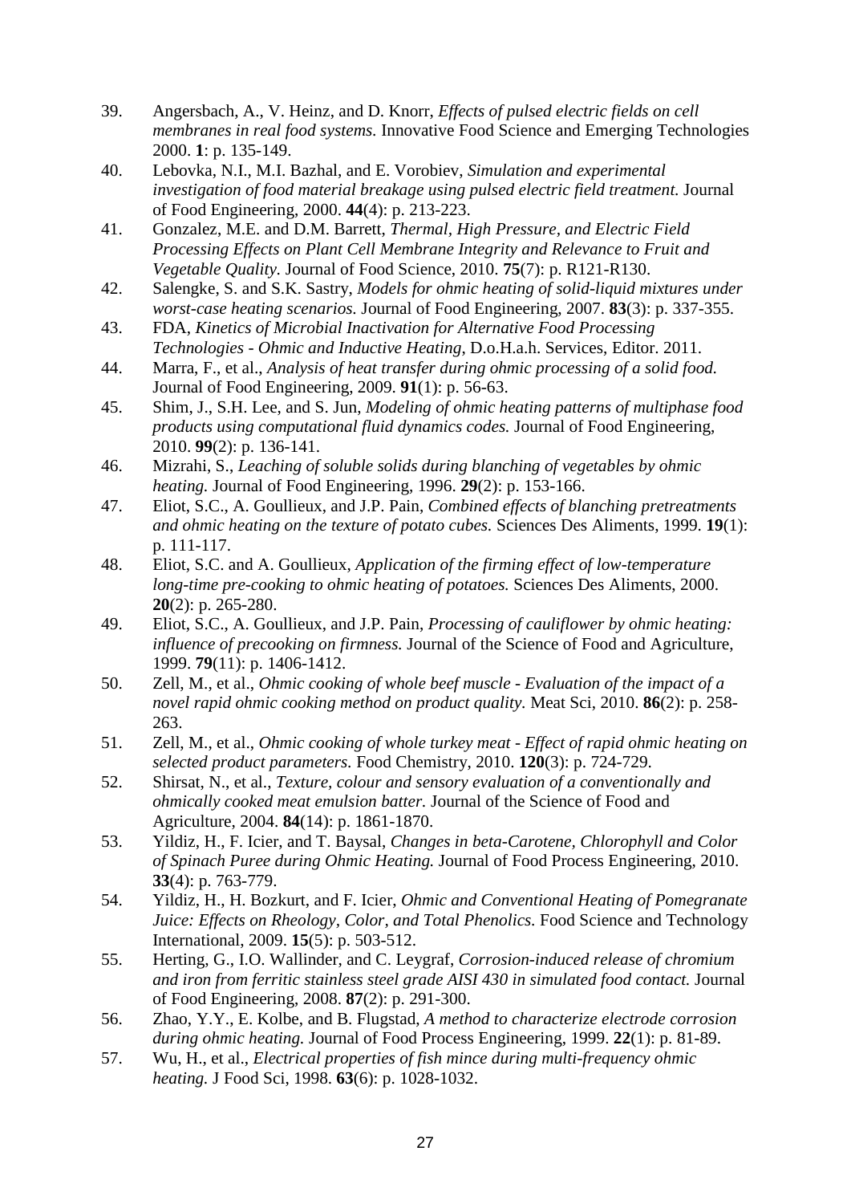39. Angersbach, A., V. Heinz, and D. Knorr, *Effects of pulsed electric fields on cell membranes in real food systems.* Innovative Food Science and Emerging Technologies 2000. **1**: p. 135-149.
40. Lebovka, N.I., M.I. Bazhal, and E. Vorobiev, *Simulation and experimental investigation of food material breakage using pulsed electric field treatment.* Journal of Food Engineering, 2000. **44**(4): p. 213-223.
41. Gonzalez, M.E. and D.M. Barrett, *Thermal, High Pressure, and Electric Field Processing Effects on Plant Cell Membrane Integrity and Relevance to Fruit and Vegetable Quality.* Journal of Food Science, 2010. **75**(7): p. R121-R130.
42. Salengke, S. and S.K. Sastry, *Models for ohmic heating of solid-liquid mixtures under worst-case heating scenarios.* Journal of Food Engineering, 2007. **83**(3): p. 337-355.
43. FDA, *Kinetics of Microbial Inactivation for Alternative Food Processing Technologies - Ohmic and Inductive Heating*, D.o.H.a.h. Services, Editor. 2011.
44. Marra, F., et al., *Analysis of heat transfer during ohmic processing of a solid food.* Journal of Food Engineering, 2009. **91**(1): p. 56-63.
45. Shim, J., S.H. Lee, and S. Jun, *Modeling of ohmic heating patterns of multiphase food products using computational fluid dynamics codes.* Journal of Food Engineering, 2010. **99**(2): p. 136-141.
46. Mizrahi, S., *Leaching of soluble solids during blanching of vegetables by ohmic heating.* Journal of Food Engineering, 1996. **29**(2): p. 153-166.
47. Eliot, S.C., A. Goullieux, and J.P. Pain, *Combined effects of blanching pretreatments and ohmic heating on the texture of potato cubes.* Sciences Des Aliments, 1999. **19**(1): p. 111-117.
48. Eliot, S.C. and A. Goullieux, *Application of the firming effect of low-temperature long-time pre-cooking to ohmic heating of potatoes.* Sciences Des Aliments, 2000. **20**(2): p. 265-280.
49. Eliot, S.C., A. Goullieux, and J.P. Pain, *Processing of cauliflower by ohmic heating: influence of precooking on firmness.* Journal of the Science of Food and Agriculture, 1999. **79**(11): p. 1406-1412.
50. Zell, M., et al., *Ohmic cooking of whole beef muscle - Evaluation of the impact of a novel rapid ohmic cooking method on product quality.* Meat Sci, 2010. **86**(2): p. 258-263.
51. Zell, M., et al., *Ohmic cooking of whole turkey meat - Effect of rapid ohmic heating on selected product parameters.* Food Chemistry, 2010. **120**(3): p. 724-729.
52. Shirsat, N., et al., *Texture, colour and sensory evaluation of a conventionally and ohmically cooked meat emulsion batter.* Journal of the Science of Food and Agriculture, 2004. **84**(14): p. 1861-1870.
53. Yildiz, H., F. Icier, and T. Baysal, *Changes in beta-Carotene, Chlorophyll and Color of Spinach Puree during Ohmic Heating.* Journal of Food Process Engineering, 2010. **33**(4): p. 763-779.
54. Yildiz, H., H. Bozkurt, and F. Icier, *Ohmic and Conventional Heating of Pomegranate Juice: Effects on Rheology, Color, and Total Phenolics.* Food Science and Technology International, 2009. **15**(5): p. 503-512.
55. Herting, G., I.O. Wallinder, and C. Leygraf, *Corrosion-induced release of chromium and iron from ferritic stainless steel grade AISI 430 in simulated food contact.* Journal of Food Engineering, 2008. **87**(2): p. 291-300.
56. Zhao, Y.Y., E. Kolbe, and B. Flugstad, *A method to characterize electrode corrosion during ohmic heating.* Journal of Food Process Engineering, 1999. **22**(1): p. 81-89.
57. Wu, H., et al., *Electrical properties of fish mince during multi-frequency ohmic heating.* J Food Sci, 1998. **63**(6): p. 1028-1032.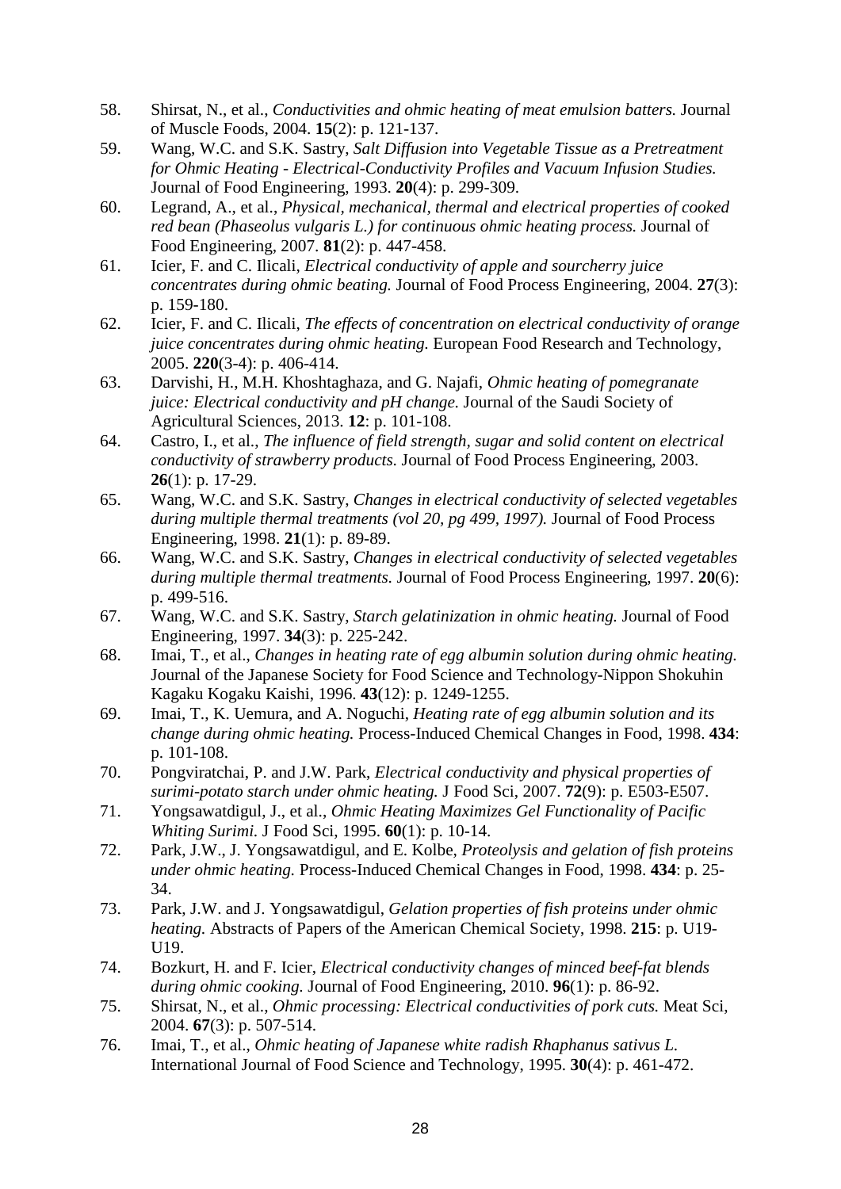58. Shirsat, N., et al., *Conductivities and ohmic heating of meat emulsion batters.* Journal of Muscle Foods, 2004. **15**(2): p. 121-137.
59. Wang, W.C. and S.K. Sastry, *Salt Diffusion into Vegetable Tissue as a Pretreatment for Ohmic Heating - Electrical-Conductivity Profiles and Vacuum Infusion Studies.* Journal of Food Engineering, 1993. **20**(4): p. 299-309.
60. Legrand, A., et al., *Physical, mechanical, thermal and electrical properties of cooked red bean (Phaseolus vulgaris L.) for continuous ohmic heating process.* Journal of Food Engineering, 2007. **81**(2): p. 447-458.
61. Icier, F. and C. Ilicali, *Electrical conductivity of apple and sourcherry juice concentrates during ohmic beating.* Journal of Food Process Engineering, 2004. **27**(3): p. 159-180.
62. Icier, F. and C. Ilicali, *The effects of concentration on electrical conductivity of orange juice concentrates during ohmic heating.* European Food Research and Technology, 2005. **220**(3-4): p. 406-414.
63. Darvishi, H., M.H. Khoshtaghaza, and G. Najafi, *Ohmic heating of pomegranate juice: Electrical conductivity and pH change.* Journal of the Saudi Society of Agricultural Sciences, 2013. **12**: p. 101-108.
64. Castro, I., et al., *The influence of field strength, sugar and solid content on electrical conductivity of strawberry products.* Journal of Food Process Engineering, 2003. **26**(1): p. 17-29.
65. Wang, W.C. and S.K. Sastry, *Changes in electrical conductivity of selected vegetables during multiple thermal treatments (vol 20, pg 499, 1997).* Journal of Food Process Engineering, 1998. **21**(1): p. 89-89.
66. Wang, W.C. and S.K. Sastry, *Changes in electrical conductivity of selected vegetables during multiple thermal treatments.* Journal of Food Process Engineering, 1997. **20**(6): p. 499-516.
67. Wang, W.C. and S.K. Sastry, *Starch gelatinization in ohmic heating.* Journal of Food Engineering, 1997. **34**(3): p. 225-242.
68. Imai, T., et al., *Changes in heating rate of egg albumin solution during ohmic heating.* Journal of the Japanese Society for Food Science and Technology-Nippon Shokuhin Kagaku Kogaku Kaishi, 1996. **43**(12): p. 1249-1255.
69. Imai, T., K. Uemura, and A. Noguchi, *Heating rate of egg albumin solution and its change during ohmic heating.* Process-Induced Chemical Changes in Food, 1998. **434**: p. 101-108.
70. Pongviratchai, P. and J.W. Park, *Electrical conductivity and physical properties of surimi-potato starch under ohmic heating.* J Food Sci, 2007. **72**(9): p. E503-E507.
71. Yongsawatdigul, J., et al., *Ohmic Heating Maximizes Gel Functionality of Pacific Whiting Surimi.* J Food Sci, 1995. **60**(1): p. 10-14.
72. Park, J.W., J. Yongsawatdigul, and E. Kolbe, *Proteolysis and gelation of fish proteins under ohmic heating.* Process-Induced Chemical Changes in Food, 1998. **434**: p. 25-34.
73. Park, J.W. and J. Yongsawatdigul, *Gelation properties of fish proteins under ohmic heating.* Abstracts of Papers of the American Chemical Society, 1998. **215**: p. U19-U19.
74. Bozkurt, H. and F. Icier, *Electrical conductivity changes of minced beef-fat blends during ohmic cooking.* Journal of Food Engineering, 2010. **96**(1): p. 86-92.
75. Shirsat, N., et al., *Ohmic processing: Electrical conductivities of pork cuts.* Meat Sci, 2004. **67**(3): p. 507-514.
76. Imai, T., et al., *Ohmic heating of Japanese white radish Rhaphanus sativus L.* International Journal of Food Science and Technology, 1995. **30**(4): p. 461-472.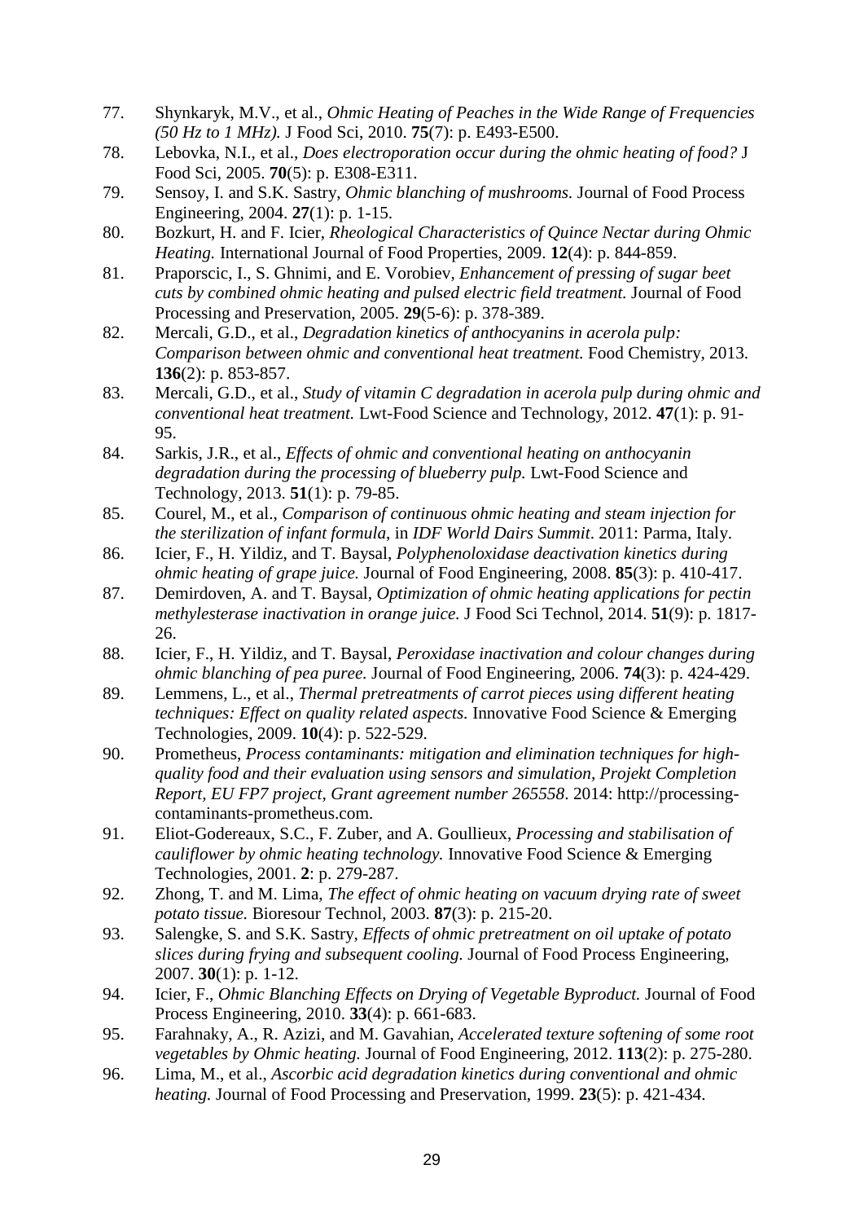77. Shynkaryk, M.V., et al., *Ohmic Heating of Peaches in the Wide Range of Frequencies (50 Hz to 1 MHz).* J Food Sci, 2010. **75**(7): p. E493-E500.
78. Lebovka, N.I., et al., *Does electroporation occur during the ohmic heating of food?* J Food Sci, 2005. **70**(5): p. E308-E311.
79. Sensoy, I. and S.K. Sastry, *Ohmic blanching of mushrooms.* Journal of Food Process Engineering, 2004. **27**(1): p. 1-15.
80. Bozkurt, H. and F. Icier, *Rheological Characteristics of Quince Nectar during Ohmic Heating.* International Journal of Food Properties, 2009. **12**(4): p. 844-859.
81. Praporscic, I., S. Ghnimi, and E. Vorobiev, *Enhancement of pressing of sugar beet cuts by combined ohmic heating and pulsed electric field treatment.* Journal of Food Processing and Preservation, 2005. **29**(5-6): p. 378-389.
82. Mercali, G.D., et al., *Degradation kinetics of anthocyanins in acerola pulp: Comparison between ohmic and conventional heat treatment.* Food Chemistry, 2013. **136**(2): p. 853-857.
83. Mercali, G.D., et al., *Study of vitamin C degradation in acerola pulp during ohmic and conventional heat treatment.* Lwt-Food Science and Technology, 2012. **47**(1): p. 91-95.
84. Sarkis, J.R., et al., *Effects of ohmic and conventional heating on anthocyanin degradation during the processing of blueberry pulp.* Lwt-Food Science and Technology, 2013. **51**(1): p. 79-85.
85. Courel, M., et al., *Comparison of continuous ohmic heating and steam injection for the sterilization of infant formula*, in *IDF World Dairs Summit*. 2011: Parma, Italy.
86. Icier, F., H. Yildiz, and T. Baysal, *Polyphenoloxidase deactivation kinetics during ohmic heating of grape juice.* Journal of Food Engineering, 2008. **85**(3): p. 410-417.
87. Demirdoven, A. and T. Baysal, *Optimization of ohmic heating applications for pectin methylesterase inactivation in orange juice.* J Food Sci Technol, 2014. **51**(9): p. 1817-26.
88. Icier, F., H. Yildiz, and T. Baysal, *Peroxidase inactivation and colour changes during ohmic blanching of pea puree.* Journal of Food Engineering, 2006. **74**(3): p. 424-429.
89. Lemmens, L., et al., *Thermal pretreatments of carrot pieces using different heating techniques: Effect on quality related aspects.* Innovative Food Science & Emerging Technologies, 2009. **10**(4): p. 522-529.
90. Prometheus, *Process contaminants: mitigation and elimination techniques for high-quality food and their evaluation using sensors and simulation, Projekt Completion Report, EU FP7 project, Grant agreement number 265558*. 2014: http://processing-contaminants-prometheus.com.
91. Eliot-Godereaux, S.C., F. Zuber, and A. Goullieux, *Processing and stabilisation of cauliflower by ohmic heating technology.* Innovative Food Science & Emerging Technologies, 2001. **2**: p. 279-287.
92. Zhong, T. and M. Lima, *The effect of ohmic heating on vacuum drying rate of sweet potato tissue.* Bioresour Technol, 2003. **87**(3): p. 215-20.
93. Salengke, S. and S.K. Sastry, *Effects of ohmic pretreatment on oil uptake of potato slices during frying and subsequent cooling.* Journal of Food Process Engineering, 2007. **30**(1): p. 1-12.
94. Icier, F., *Ohmic Blanching Effects on Drying of Vegetable Byproduct.* Journal of Food Process Engineering, 2010. **33**(4): p. 661-683.
95. Farahnaky, A., R. Azizi, and M. Gavahian, *Accelerated texture softening of some root vegetables by Ohmic heating.* Journal of Food Engineering, 2012. **113**(2): p. 275-280.
96. Lima, M., et al., *Ascorbic acid degradation kinetics during conventional and ohmic heating.* Journal of Food Processing and Preservation, 1999. **23**(5): p. 421-434.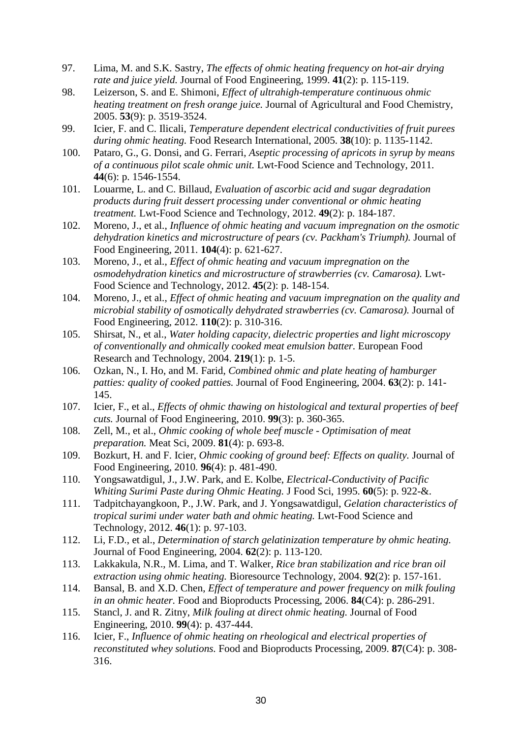97. Lima, M. and S.K. Sastry, *The effects of ohmic heating frequency on hot-air drying rate and juice yield.* Journal of Food Engineering, 1999. **41**(2): p. 115-119.
98. Leizerson, S. and E. Shimoni, *Effect of ultrahigh-temperature continuous ohmic heating treatment on fresh orange juice.* Journal of Agricultural and Food Chemistry, 2005. **53**(9): p. 3519-3524.
99. Icier, F. and C. Ilicali, *Temperature dependent electrical conductivities of fruit purees during ohmic heating.* Food Research International, 2005. **38**(10): p. 1135-1142.
100. Pataro, G., G. Donsi, and G. Ferrari, *Aseptic processing of apricots in syrup by means of a continuous pilot scale ohmic unit.* Lwt-Food Science and Technology, 2011. **44**(6): p. 1546-1554.
101. Louarme, L. and C. Billaud, *Evaluation of ascorbic acid and sugar degradation products during fruit dessert processing under conventional or ohmic heating treatment.* Lwt-Food Science and Technology, 2012. **49**(2): p. 184-187.
102. Moreno, J., et al., *Influence of ohmic heating and vacuum impregnation on the osmotic dehydration kinetics and microstructure of pears (cv. Packham's Triumph).* Journal of Food Engineering, 2011. **104**(4): p. 621-627.
103. Moreno, J., et al., *Effect of ohmic heating and vacuum impregnation on the osmodehydration kinetics and microstructure of strawberries (cv. Camarosa).* Lwt-Food Science and Technology, 2012. **45**(2): p. 148-154.
104. Moreno, J., et al., *Effect of ohmic heating and vacuum impregnation on the quality and microbial stability of osmotically dehydrated strawberries (cv. Camarosa).* Journal of Food Engineering, 2012. **110**(2): p. 310-316.
105. Shirsat, N., et al., *Water holding capacity, dielectric properties and light microscopy of conventionally and ohmically cooked meat emulsion batter.* European Food Research and Technology, 2004. **219**(1): p. 1-5.
106. Ozkan, N., I. Ho, and M. Farid, *Combined ohmic and plate heating of hamburger patties: quality of cooked patties.* Journal of Food Engineering, 2004. **63**(2): p. 141-145.
107. Icier, F., et al., *Effects of ohmic thawing on histological and textural properties of beef cuts.* Journal of Food Engineering, 2010. **99**(3): p. 360-365.
108. Zell, M., et al., *Ohmic cooking of whole beef muscle - Optimisation of meat preparation.* Meat Sci, 2009. **81**(4): p. 693-8.
109. Bozkurt, H. and F. Icier, *Ohmic cooking of ground beef: Effects on quality.* Journal of Food Engineering, 2010. **96**(4): p. 481-490.
110. Yongsawatdigul, J., J.W. Park, and E. Kolbe, *Electrical-Conductivity of Pacific Whiting Surimi Paste during Ohmic Heating.* J Food Sci, 1995. **60**(5): p. 922-&.
111. Tadpitchayangkoon, P., J.W. Park, and J. Yongsawatdigul, *Gelation characteristics of tropical surimi under water bath and ohmic heating.* Lwt-Food Science and Technology, 2012. **46**(1): p. 97-103.
112. Li, F.D., et al., *Determination of starch gelatinization temperature by ohmic heating.* Journal of Food Engineering, 2004. **62**(2): p. 113-120.
113. Lakkakula, N.R., M. Lima, and T. Walker, *Rice bran stabilization and rice bran oil extraction using ohmic heating.* Bioresource Technology, 2004. **92**(2): p. 157-161.
114. Bansal, B. and X.D. Chen, *Effect of temperature and power frequency on milk fouling in an ohmic heater.* Food and Bioproducts Processing, 2006. **84**(C4): p. 286-291.
115. Stancl, J. and R. Zitny, *Milk fouling at direct ohmic heating.* Journal of Food Engineering, 2010. **99**(4): p. 437-444.
116. Icier, F., *Influence of ohmic heating on rheological and electrical properties of reconstituted whey solutions.* Food and Bioproducts Processing, 2009. **87**(C4): p. 308-316.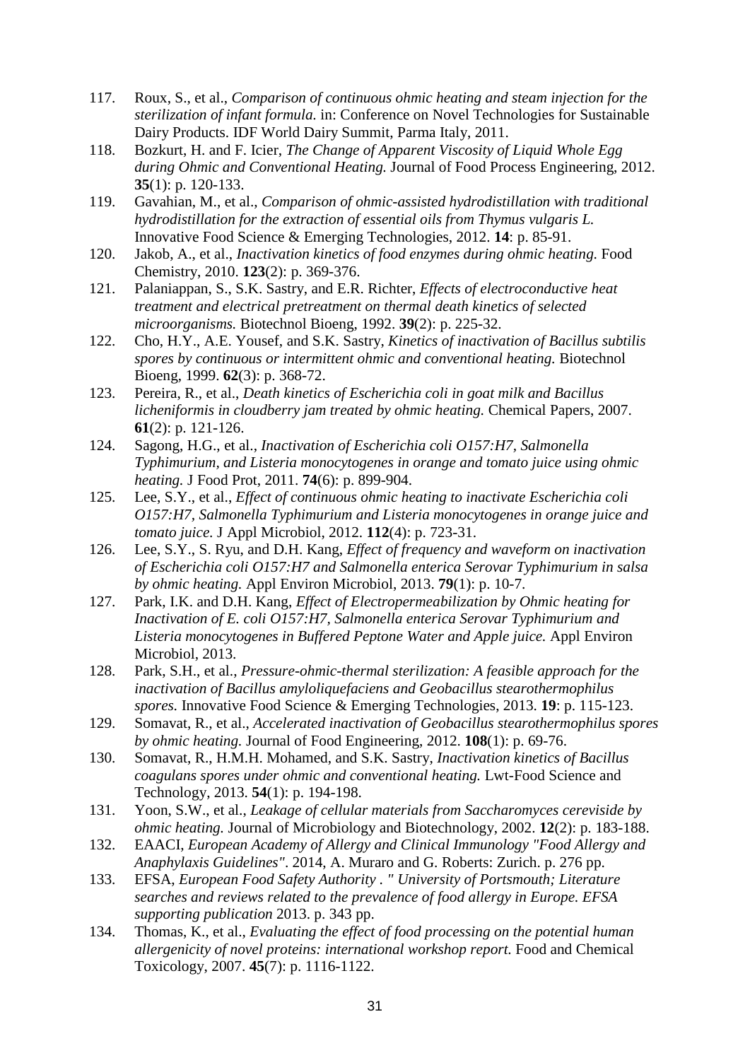117. Roux, S., et al., *Comparison of continuous ohmic heating and steam injection for the sterilization of infant formula.* in: Conference on Novel Technologies for Sustainable Dairy Products. IDF World Dairy Summit, Parma Italy, 2011.
118. Bozkurt, H. and F. Icier, *The Change of Apparent Viscosity of Liquid Whole Egg during Ohmic and Conventional Heating.* Journal of Food Process Engineering, 2012. **35**(1): p. 120-133.
119. Gavahian, M., et al., *Comparison of ohmic-assisted hydrodistillation with traditional hydrodistillation for the extraction of essential oils from Thymus vulgaris L.* Innovative Food Science & Emerging Technologies, 2012. **14**: p. 85-91.
120. Jakob, A., et al., *Inactivation kinetics of food enzymes during ohmic heating.* Food Chemistry, 2010. **123**(2): p. 369-376.
121. Palaniappan, S., S.K. Sastry, and E.R. Richter, *Effects of electroconductive heat treatment and electrical pretreatment on thermal death kinetics of selected microorganisms.* Biotechnol Bioeng, 1992. **39**(2): p. 225-32.
122. Cho, H.Y., A.E. Yousef, and S.K. Sastry, *Kinetics of inactivation of Bacillus subtilis spores by continuous or intermittent ohmic and conventional heating.* Biotechnol Bioeng, 1999. **62**(3): p. 368-72.
123. Pereira, R., et al., *Death kinetics of Escherichia coli in goat milk and Bacillus licheniformis in cloudberry jam treated by ohmic heating.* Chemical Papers, 2007. **61**(2): p. 121-126.
124. Sagong, H.G., et al., *Inactivation of Escherichia coli O157:H7, Salmonella Typhimurium, and Listeria monocytogenes in orange and tomato juice using ohmic heating.* J Food Prot, 2011. **74**(6): p. 899-904.
125. Lee, S.Y., et al., *Effect of continuous ohmic heating to inactivate Escherichia coli O157:H7, Salmonella Typhimurium and Listeria monocytogenes in orange juice and tomato juice.* J Appl Microbiol, 2012. **112**(4): p. 723-31.
126. Lee, S.Y., S. Ryu, and D.H. Kang, *Effect of frequency and waveform on inactivation of Escherichia coli O157:H7 and Salmonella enterica Serovar Typhimurium in salsa by ohmic heating.* Appl Environ Microbiol, 2013. **79**(1): p. 10-7.
127. Park, I.K. and D.H. Kang, *Effect of Electropermeabilization by Ohmic heating for Inactivation of E. coli O157:H7, Salmonella enterica Serovar Typhimurium and Listeria monocytogenes in Buffered Peptone Water and Apple juice.* Appl Environ Microbiol, 2013.
128. Park, S.H., et al., *Pressure-ohmic-thermal sterilization: A feasible approach for the inactivation of Bacillus amyloliquefaciens and Geobacillus stearothermophilus spores.* Innovative Food Science & Emerging Technologies, 2013. **19**: p. 115-123.
129. Somavat, R., et al., *Accelerated inactivation of Geobacillus stearothermophilus spores by ohmic heating.* Journal of Food Engineering, 2012. **108**(1): p. 69-76.
130. Somavat, R., H.M.H. Mohamed, and S.K. Sastry, *Inactivation kinetics of Bacillus coagulans spores under ohmic and conventional heating.* Lwt-Food Science and Technology, 2013. **54**(1): p. 194-198.
131. Yoon, S.W., et al., *Leakage of cellular materials from Saccharomyces cereviside by ohmic heating.* Journal of Microbiology and Biotechnology, 2002. **12**(2): p. 183-188.
132. EAACI, *European Academy of Allergy and Clinical Immunology "Food Allergy and Anaphylaxis Guidelines"*. 2014, A. Muraro and G. Roberts: Zurich. p. 276 pp.
133. EFSA, *European Food Safety Authority . " University of Portsmouth; Literature searches and reviews related to the prevalence of food allergy in Europe. EFSA supporting publication* 2013. p. 343 pp.
134. Thomas, K., et al., *Evaluating the effect of food processing on the potential human allergenicity of novel proteins: international workshop report.* Food and Chemical Toxicology, 2007. **45**(7): p. 1116-1122.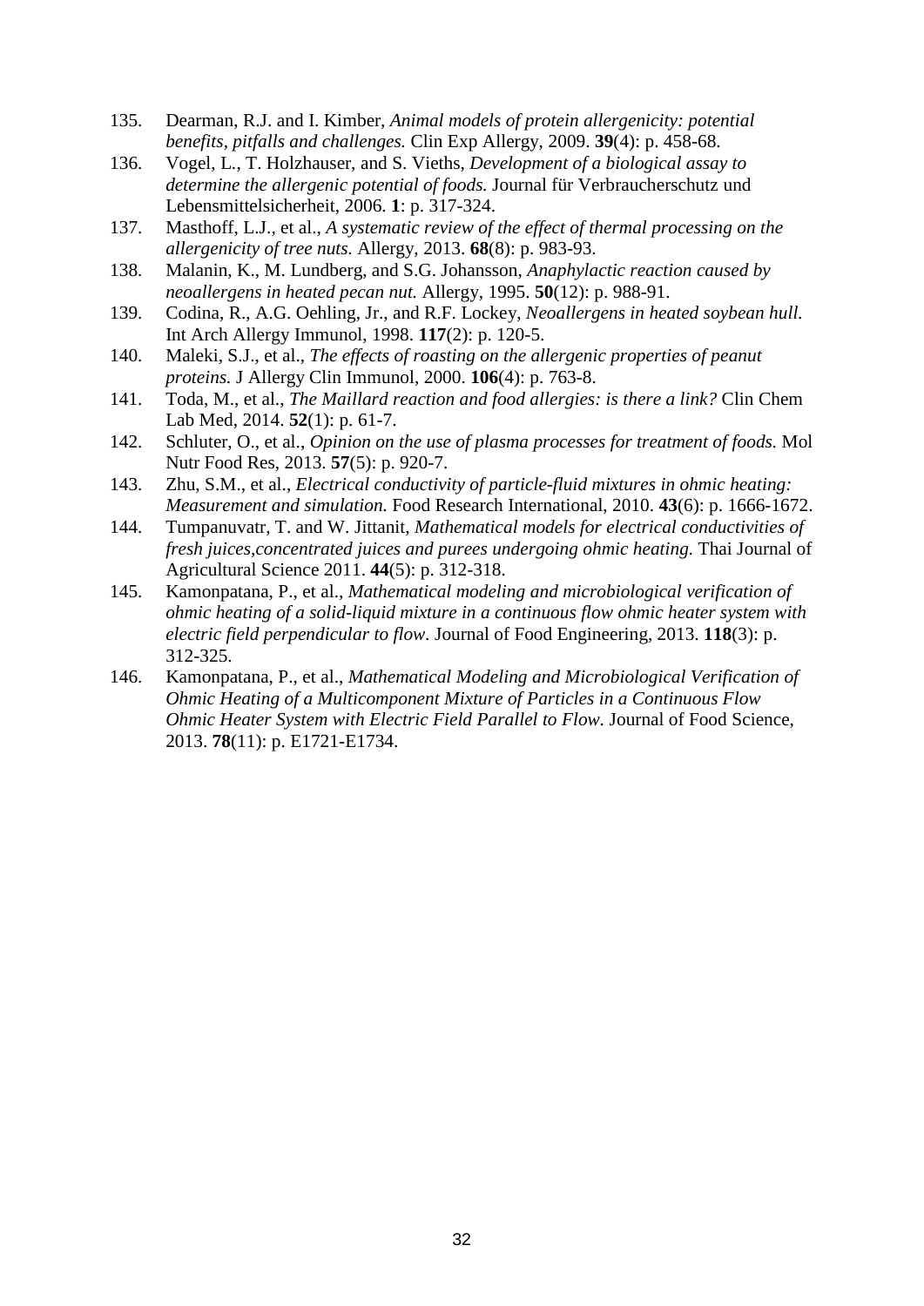135. Dearman, R.J. and I. Kimber, *Animal models of protein allergenicity: potential benefits, pitfalls and challenges.* Clin Exp Allergy, 2009. **39**(4): p. 458-68.
136. Vogel, L., T. Holzhauser, and S. Vieths, *Development of a biological assay to determine the allergenic potential of foods.* Journal für Verbraucherschutz und Lebensmittelsicherheit, 2006. **1**: p. 317-324.
137. Masthoff, L.J., et al., *A systematic review of the effect of thermal processing on the allergenicity of tree nuts.* Allergy, 2013. **68**(8): p. 983-93.
138. Malanin, K., M. Lundberg, and S.G. Johansson, *Anaphylactic reaction caused by neoallergens in heated pecan nut.* Allergy, 1995. **50**(12): p. 988-91.
139. Codina, R., A.G. Oehling, Jr., and R.F. Lockey, *Neoallergens in heated soybean hull.* Int Arch Allergy Immunol, 1998. **117**(2): p. 120-5.
140. Maleki, S.J., et al., *The effects of roasting on the allergenic properties of peanut proteins.* J Allergy Clin Immunol, 2000. **106**(4): p. 763-8.
141. Toda, M., et al., *The Maillard reaction and food allergies: is there a link?* Clin Chem Lab Med, 2014. **52**(1): p. 61-7.
142. Schluter, O., et al., *Opinion on the use of plasma processes for treatment of foods.* Mol Nutr Food Res, 2013. **57**(5): p. 920-7.
143. Zhu, S.M., et al., *Electrical conductivity of particle-fluid mixtures in ohmic heating: Measurement and simulation.* Food Research International, 2010. **43**(6): p. 1666-1672.
144. Tumpanuvatr, T. and W. Jittanit, *Mathematical models for electrical conductivities of fresh juices,concentrated juices and purees undergoing ohmic heating.* Thai Journal of Agricultural Science 2011. **44**(5): p. 312-318.
145. Kamonpatana, P., et al., *Mathematical modeling and microbiological verification of ohmic heating of a solid-liquid mixture in a continuous flow ohmic heater system with electric field perpendicular to flow.* Journal of Food Engineering, 2013. **118**(3): p. 312-325.
146. Kamonpatana, P., et al., *Mathematical Modeling and Microbiological Verification of Ohmic Heating of a Multicomponent Mixture of Particles in a Continuous Flow Ohmic Heater System with Electric Field Parallel to Flow.* Journal of Food Science, 2013. **78**(11): p. E1721-E1734.